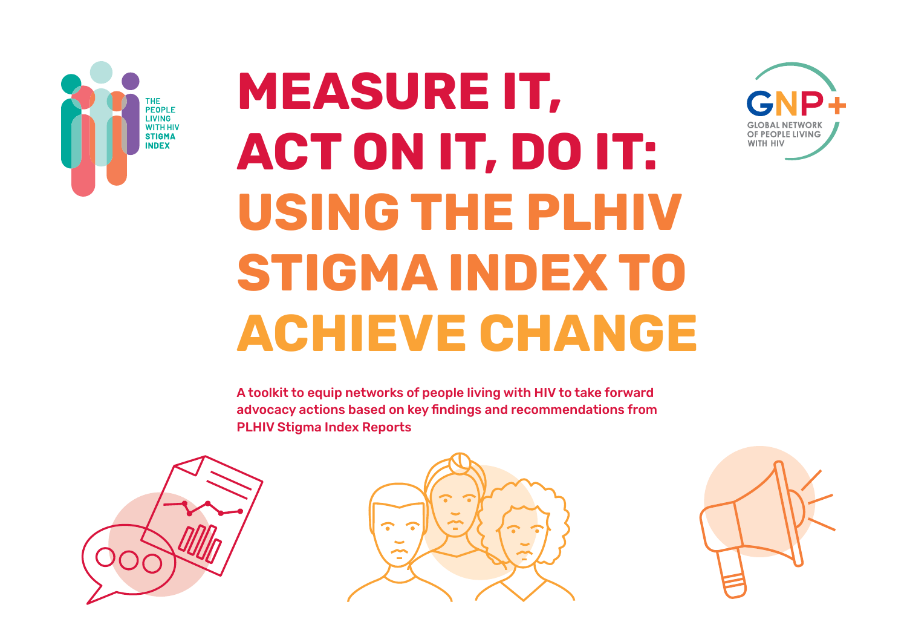# MEASURE IT, ACT ON IT, DO IT: USING THE PLHIV STIGMA INDEX TO ACHIEVE CHANGE

**A toolkit to equip networks of people living with HIV to take forward advocacy actions based on key findings and recommendations from PLHIV Stigma Index Reports**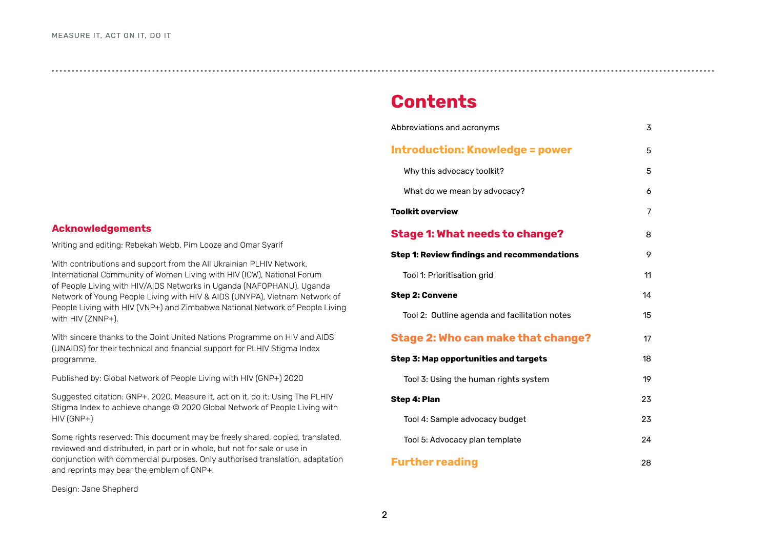## Acknowledgements

Writing and editing: Rebekah Webb, Pim Looze and Omar Syarif

With contributions and support from the All Ukrainian PLHIV Network, International Community of Women Living with HIV (ICW), National Forum of People Living with HIV/AIDS Networks in Uganda (NAFOPHANU), Uganda Network of Young People Living with HIV & AIDS (UNYPA), Vietnam Network of People Living with HIV (VNP+) and Zimbabwe National Network of People Living with HIV (ZNNP+).

With sincere thanks to the Joint United Nations Programme on HIV and AIDS (UNAIDS) for their technical and financial support for PLHIV Stigma Index programme.

Published by: Global Network of People Living with HIV (GNP+) 2020

Suggested citation: GNP+. 2020. Measure it, act on it, do it: Using The PLHIV Stigma Index to achieve change © 2020 Global Network of People Living with HIV (GNP+)

Some rights reserved: This document may be freely shared, copied, translated, reviewed and distributed, in part or in whole, but not for sale or use in conjunction with commercial purposes. Only authorised translation, adaptation and reprints may bear the emblem of GNP+.

Design: Jane Shepherd

# Contents

| | |
|---|---|
| Abbreviations and acronyms | 3 |
| **Introduction: Knowledge = power** | 5 |
| Why this advocacy toolkit? | 5 |
| What do we mean by advocacy? | 6 |
| **Toolkit overview** | 7 |
| **Stage 1: What needs to change?** | 8 |
| **Step 1: Review findings and recommendations** | 9 |
| Tool 1: Prioritisation grid | 11 |
| **Step 2: Convene** | 14 |
| Tool 2: Outline agenda and facilitation notes | 15 |
| **Stage 2: Who can make that change?** | 17 |
| **Step 3: Map opportunities and targets** | 18 |
| Tool 3: Using the human rights system | 19 |
| **Step 4: Plan** | 23 |
| Tool 4: Sample advocacy budget | 23 |
| Tool 5: Advocacy plan template | 24 |
| **Further reading** | 28 |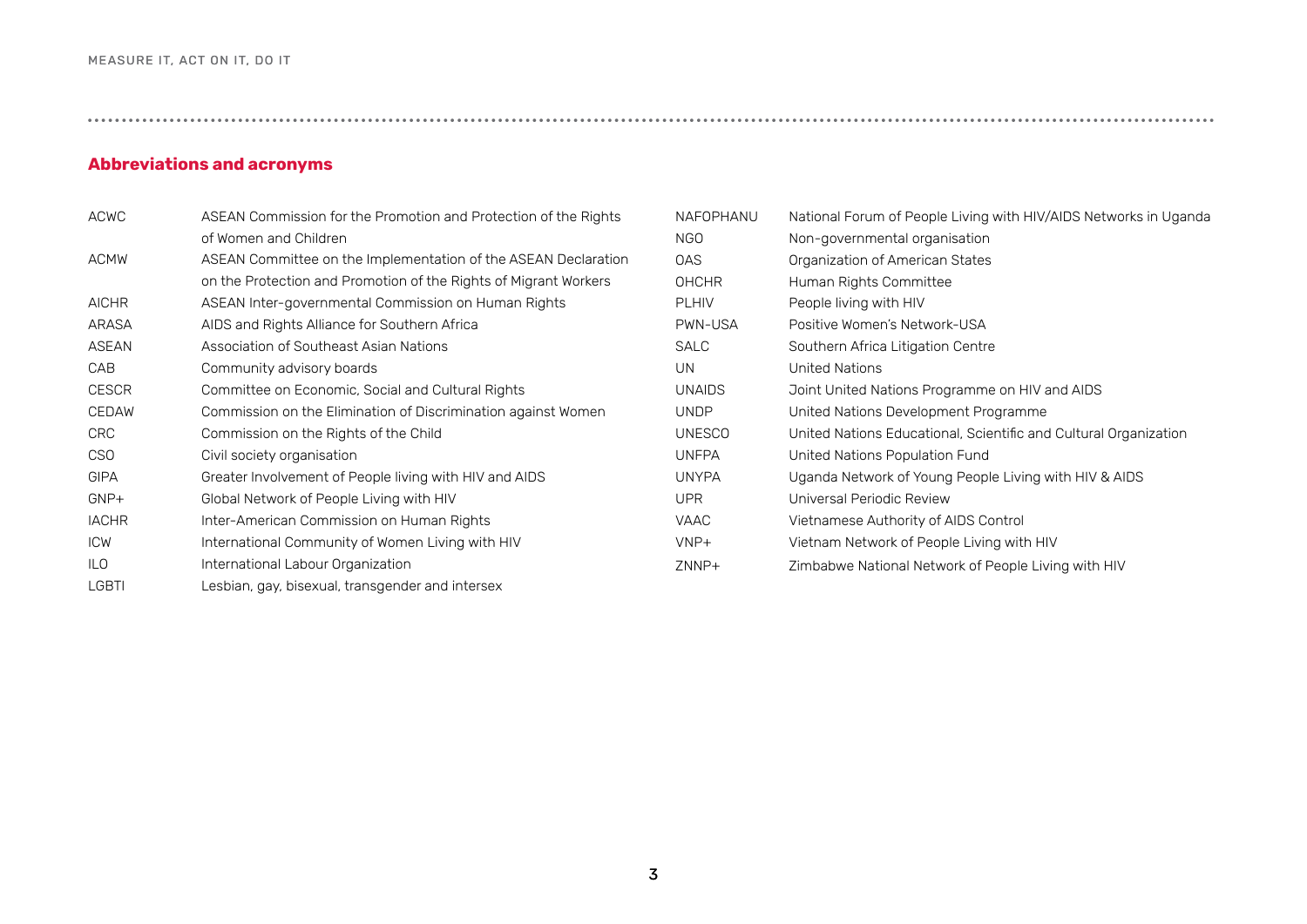## Abbreviations and acronyms

| | |
|---|---|
| ACWC | ASEAN Commission for the Promotion and Protection of the Rights of Women and Children |
| ACMW | ASEAN Committee on the Implementation of the ASEAN Declaration on the Protection and Promotion of the Rights of Migrant Workers |
| AICHR | ASEAN Inter-governmental Commission on Human Rights |
| ARASA | AIDS and Rights Alliance for Southern Africa |
| ASEAN | Association of Southeast Asian Nations |
| CAB | Community advisory boards |
| CESCR | Committee on Economic, Social and Cultural Rights |
| CEDAW | Commission on the Elimination of Discrimination against Women |
| CRC | Commission on the Rights of the Child |
| CSO | Civil society organisation |
| GIPA | Greater Involvement of People living with HIV and AIDS |
| GNP+ | Global Network of People Living with HIV |
| IACHR | Inter-American Commission on Human Rights |
| ICW | International Community of Women Living with HIV |
| ILO | International Labour Organization |
| LGBTI | Lesbian, gay, bisexual, transgender and intersex |
| NAFOPHANU | National Forum of People Living with HIV/AIDS Networks in Uganda |
| NGO | Non-governmental organisation |
| OAS | Organization of American States |
| OHCHR | Human Rights Committee |
| PLHIV | People living with HIV |
| PWN-USA | Positive Women's Network-USA |
| SALC | Southern Africa Litigation Centre |
| UN | United Nations |
| UNAIDS | Joint United Nations Programme on HIV and AIDS |
| UNDP | United Nations Development Programme |
| UNESCO | United Nations Educational, Scientific and Cultural Organization |
| UNFPA | United Nations Population Fund |
| UNYPA | Uganda Network of Young People Living with HIV & AIDS |
| UPR | Universal Periodic Review |
| VAAC | Vietnamese Authority of AIDS Control |
| VNP+ | Vietnam Network of People Living with HIV |
| ZNNP+ | Zimbabwe National Network of People Living with HIV |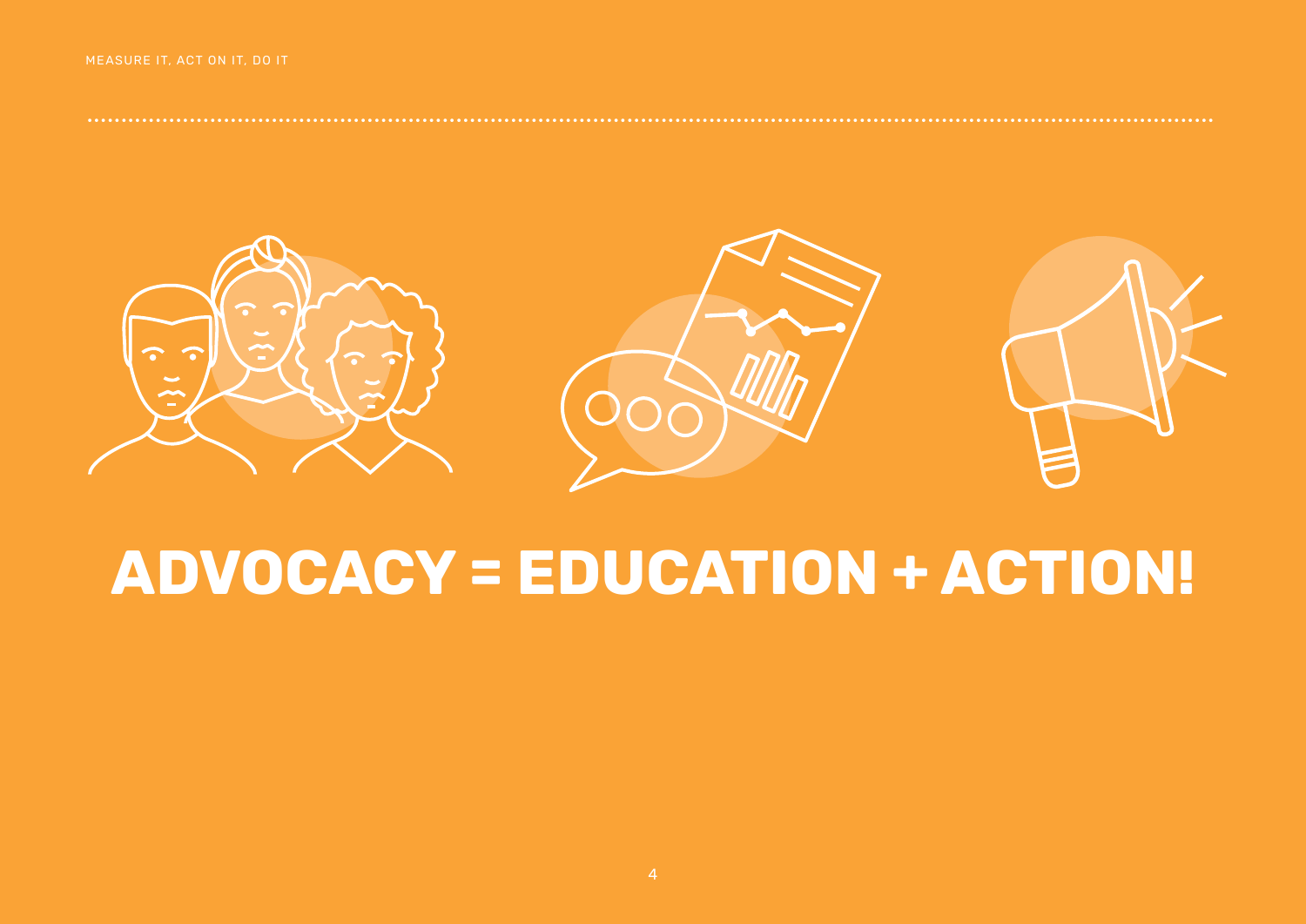# ADVOCACY = EDUCATION + ACTION!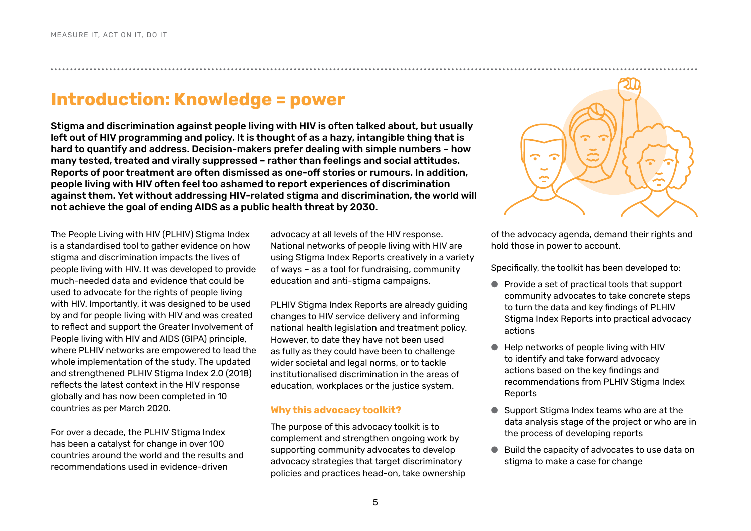# Introduction: Knowledge = power

**Stigma and discrimination against people living with HIV is often talked about, but usually left out of HIV programming and policy. It is thought of as a hazy, intangible thing that is hard to quantify and address. Decision-makers prefer dealing with simple numbers – how many tested, treated and virally suppressed – rather than feelings and social attitudes. Reports of poor treatment are often dismissed as one-off stories or rumours. In addition, people living with HIV often feel too ashamed to report experiences of discrimination against them. Yet without addressing HIV-related stigma and discrimination, the world will not achieve the goal of ending AIDS as a public health threat by 2030.**

The People Living with HIV (PLHIV) Stigma Index is a standardised tool to gather evidence on how stigma and discrimination impacts the lives of people living with HIV. It was developed to provide much-needed data and evidence that could be used to advocate for the rights of people living with HIV. Importantly, it was designed to be used by and for people living with HIV and was created to reflect and support the Greater Involvement of People living with HIV and AIDS (GIPA) principle, where PLHIV networks are empowered to lead the whole implementation of the study. The updated and strengthened PLHIV Stigma Index 2.0 (2018) reflects the latest context in the HIV response globally and has now been completed in 10 countries as per March 2020.

For over a decade, the PLHIV Stigma Index has been a catalyst for change in over 100 countries around the world and the results and recommendations used in evidence-driven advocacy at all levels of the HIV response. National networks of people living with HIV are using Stigma Index Reports creatively in a variety of ways – as a tool for fundraising, community education and anti-stigma campaigns.

PLHIV Stigma Index Reports are already guiding changes to HIV service delivery and informing national health legislation and treatment policy. However, to date they have not been used as fully as they could have been to challenge wider societal and legal norms, or to tackle institutionalised discrimination in the areas of education, workplaces or the justice system.

### Why this advocacy toolkit?

The purpose of this advocacy toolkit is to complement and strengthen ongoing work by supporting community advocates to develop advocacy strategies that target discriminatory policies and practices head-on, take ownership of the advocacy agenda, demand their rights and hold those in power to account.

Specifically, the toolkit has been developed to:

- Provide a set of practical tools that support community advocates to take concrete steps to turn the data and key findings of PLHIV Stigma Index Reports into practical advocacy actions
- Help networks of people living with HIV to identify and take forward advocacy actions based on the key findings and recommendations from PLHIV Stigma Index Reports
- Support Stigma Index teams who are at the data analysis stage of the project or who are in the process of developing reports
- Build the capacity of advocates to use data on stigma to make a case for change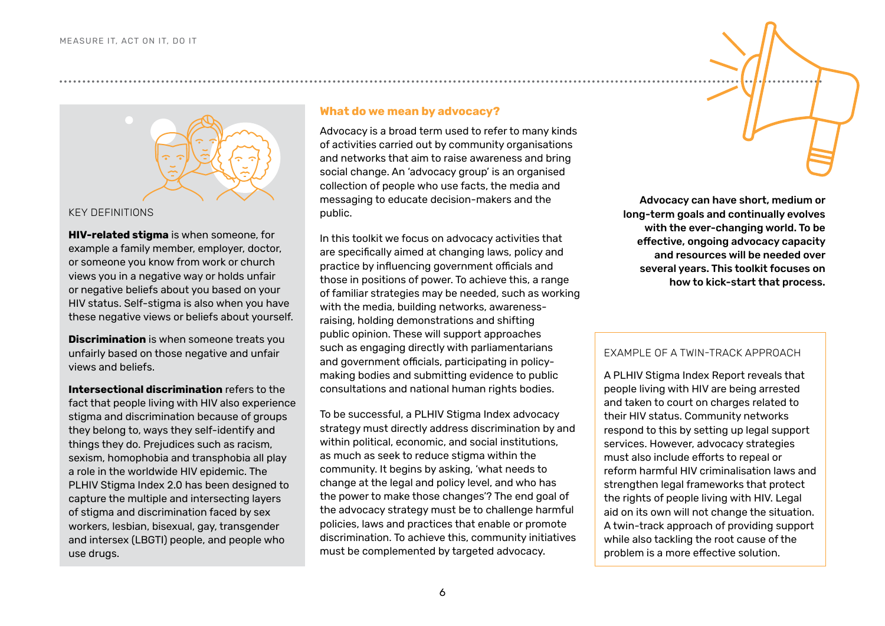## KEY DEFINITIONS

**HIV-related stigma** is when someone, for example a family member, employer, doctor, or someone you know from work or church views you in a negative way or holds unfair or negative beliefs about you based on your HIV status. Self-stigma is also when you have these negative views or beliefs about yourself.

**Discrimination** is when someone treats you unfairly based on those negative and unfair views and beliefs.

**Intersectional discrimination** refers to the fact that people living with HIV also experience stigma and discrimination because of groups they belong to, ways they self-identify and things they do. Prejudices such as racism, sexism, homophobia and transphobia all play a role in the worldwide HIV epidemic. The PLHIV Stigma Index 2.0 has been designed to capture the multiple and intersecting layers of stigma and discrimination faced by sex workers, lesbian, bisexual, gay, transgender and intersex (LBGTI) people, and people who use drugs.

## What do we mean by advocacy?

Advocacy is a broad term used to refer to many kinds of activities carried out by community organisations and networks that aim to raise awareness and bring social change. An 'advocacy group' is an organised collection of people who use facts, the media and messaging to educate decision-makers and the public.

In this toolkit we focus on advocacy activities that are specifically aimed at changing laws, policy and practice by influencing government officials and those in positions of power. To achieve this, a range of familiar strategies may be needed, such as working with the media, building networks, awareness-raising, holding demonstrations and shifting public opinion. These will support approaches such as engaging directly with parliamentarians and government officials, participating in policy-making bodies and submitting evidence to public consultations and national human rights bodies.

To be successful, a PLHIV Stigma Index advocacy strategy must directly address discrimination by and within political, economic, and social institutions, as much as seek to reduce stigma within the community. It begins by asking, 'what needs to change at the legal and policy level, and who has the power to make those changes'? The end goal of the advocacy strategy must be to challenge harmful policies, laws and practices that enable or promote discrimination. To achieve this, community initiatives must be complemented by targeted advocacy.

**Advocacy can have short, medium or long-term goals and continually evolves with the ever-changing world. To be effective, ongoing advocacy capacity and resources will be needed over several years. This toolkit focuses on how to kick-start that process.**

## EXAMPLE OF A TWIN-TRACK APPROACH

A PLHIV Stigma Index Report reveals that people living with HIV are being arrested and taken to court on charges related to their HIV status. Community networks respond to this by setting up legal support services. However, advocacy strategies must also include efforts to repeal or reform harmful HIV criminalisation laws and strengthen legal frameworks that protect the rights of people living with HIV. Legal aid on its own will not change the situation. A twin-track approach of providing support while also tackling the root cause of the problem is a more effective solution.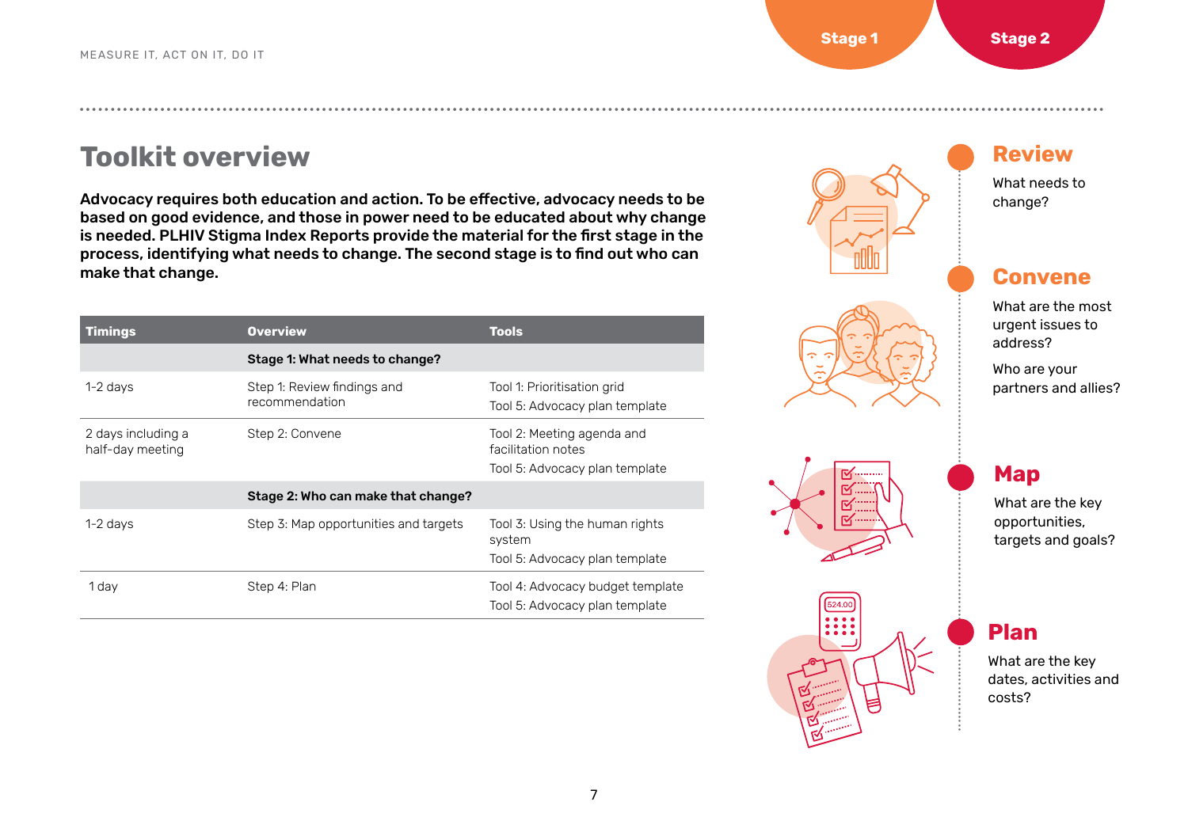# Toolkit overview

**Advocacy requires both education and action. To be effective, advocacy needs to be based on good evidence, and those in power need to be educated about why change is needed. PLHIV Stigma Index Reports provide the material for the first stage in the process, identifying what needs to change. The second stage is to find out who can make that change.**

| Timings | Overview | Tools |
|---|---|---|
| | **Stage 1: What needs to change?** | |
| 1-2 days | Step 1: Review findings and recommendation | Tool 1: Prioritisation grid<br>Tool 5: Advocacy plan template |
| 2 days including a half-day meeting | Step 2: Convene | Tool 2: Meeting agenda and facilitation notes<br>Tool 5: Advocacy plan template |
| | **Stage 2: Who can make that change?** | |
| 1-2 days | Step 3: Map opportunities and targets | Tool 3: Using the human rights system<br>Tool 5: Advocacy plan template |
| 1 day | Step 4: Plan | Tool 4: Advocacy budget template<br>Tool 5: Advocacy plan template |

**Stage 1**

## Review

What needs to change?

## Convene

What are the most urgent issues to address?

Who are your partners and allies?

**Stage 2**

## Map

What are the key opportunities, targets and goals?

## Plan

What are the key dates, activities and costs?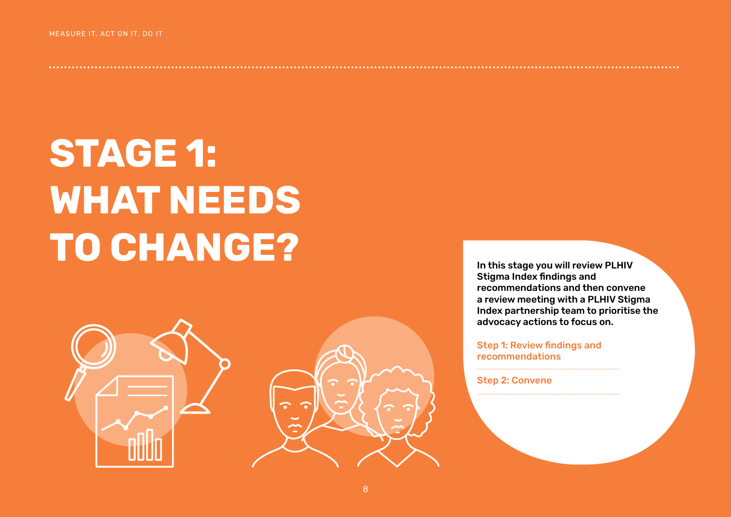# STAGE 1: WHAT NEEDS TO CHANGE?

**In this stage you will review PLHIV Stigma Index findings and recommendations and then convene a review meeting with a PLHIV Stigma Index partnership team to prioritise the advocacy actions to focus on.**

Step 1: Review findings and recommendations

Step 2: Convene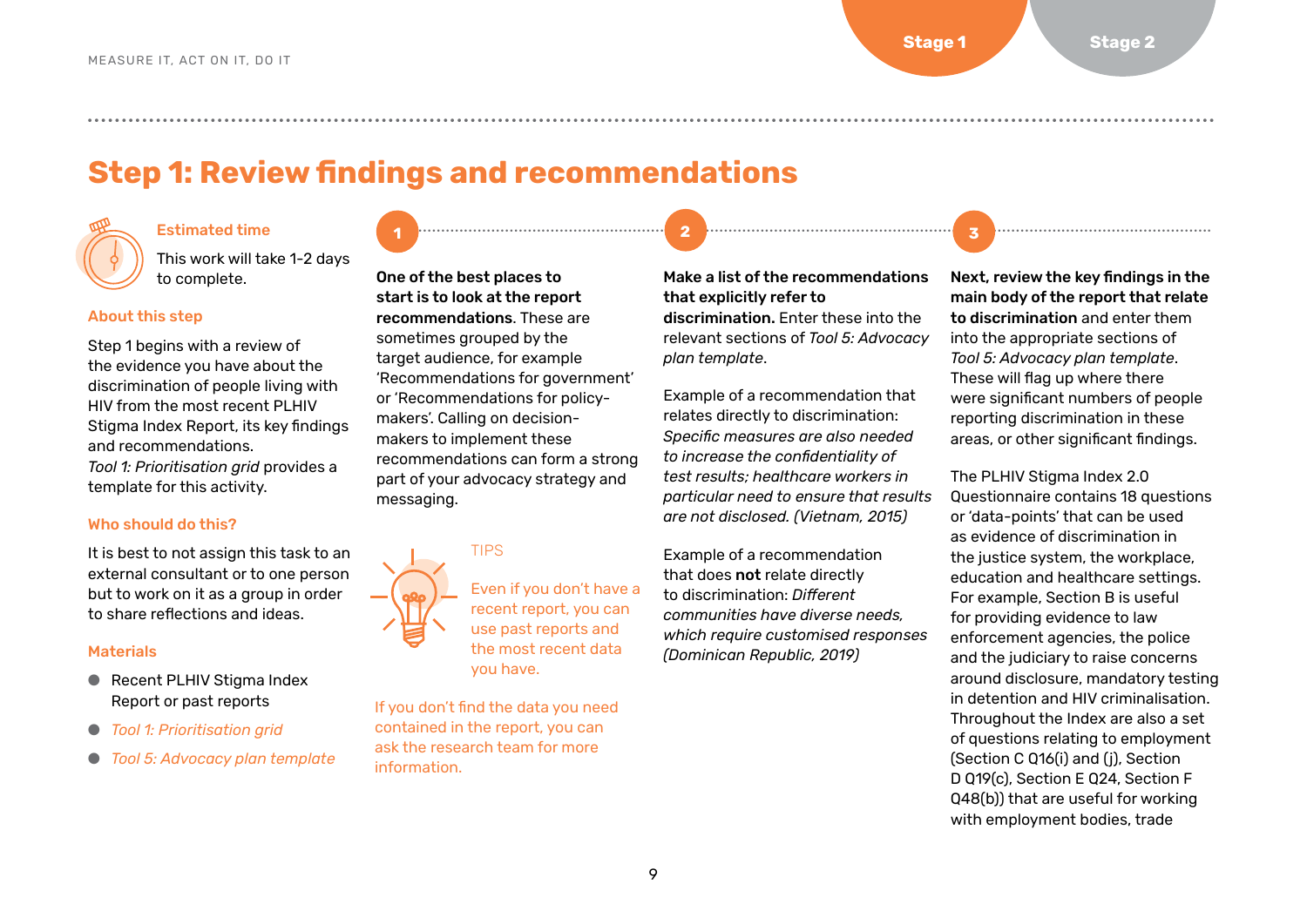# Step 1: Review findings and recommendations

### Estimated time

This work will take 1-2 days to complete.

### About this step

Step 1 begins with a review of the evidence you have about the discrimination of people living with HIV from the most recent PLHIV Stigma Index Report, its key findings and recommendations. *Tool 1: Prioritisation grid* provides a template for this activity.

### Who should do this?

It is best to not assign this task to an external consultant or to one person but to work on it as a group in order to share reflections and ideas.

### Materials

- Recent PLHIV Stigma Index Report or past reports
- *Tool 1: Prioritisation grid*
- *Tool 5: Advocacy plan template*

**1**

**One of the best places to start is to look at the report recommendations**. These are sometimes grouped by the target audience, for example 'Recommendations for government' or 'Recommendations for policy-makers'. Calling on decision-makers to implement these recommendations can form a strong part of your advocacy strategy and messaging.

TIPS

Even if you don't have a recent report, you can use past reports and the most recent data you have.

If you don't find the data you need contained in the report, you can ask the research team for more information.

**2**

**Make a list of the recommendations that explicitly refer to discrimination.** Enter these into the relevant sections of *Tool 5: Advocacy plan template*.

Example of a recommendation that relates directly to discrimination: *Specific measures are also needed to increase the confidentiality of test results; healthcare workers in particular need to ensure that results are not disclosed. (Vietnam, 2015)*

Example of a recommendation that does **not** relate directly to discrimination: *Different communities have diverse needs, which require customised responses (Dominican Republic, 2019)*

**3**

**Next, review the key findings in the main body of the report that relate to discrimination** and enter them into the appropriate sections of *Tool 5: Advocacy plan template*. These will flag up where there were significant numbers of people reporting discrimination in these areas, or other significant findings.

The PLHIV Stigma Index 2.0 Questionnaire contains 18 questions or 'data-points' that can be used as evidence of discrimination in the justice system, the workplace, education and healthcare settings. For example, Section B is useful for providing evidence to law enforcement agencies, the police and the judiciary to raise concerns around disclosure, mandatory testing in detention and HIV criminalisation. Throughout the Index are also a set of questions relating to employment (Section C Q16(i) and (j), Section D Q19(c), Section E Q24, Section F Q48(b)) that are useful for working with employment bodies, trade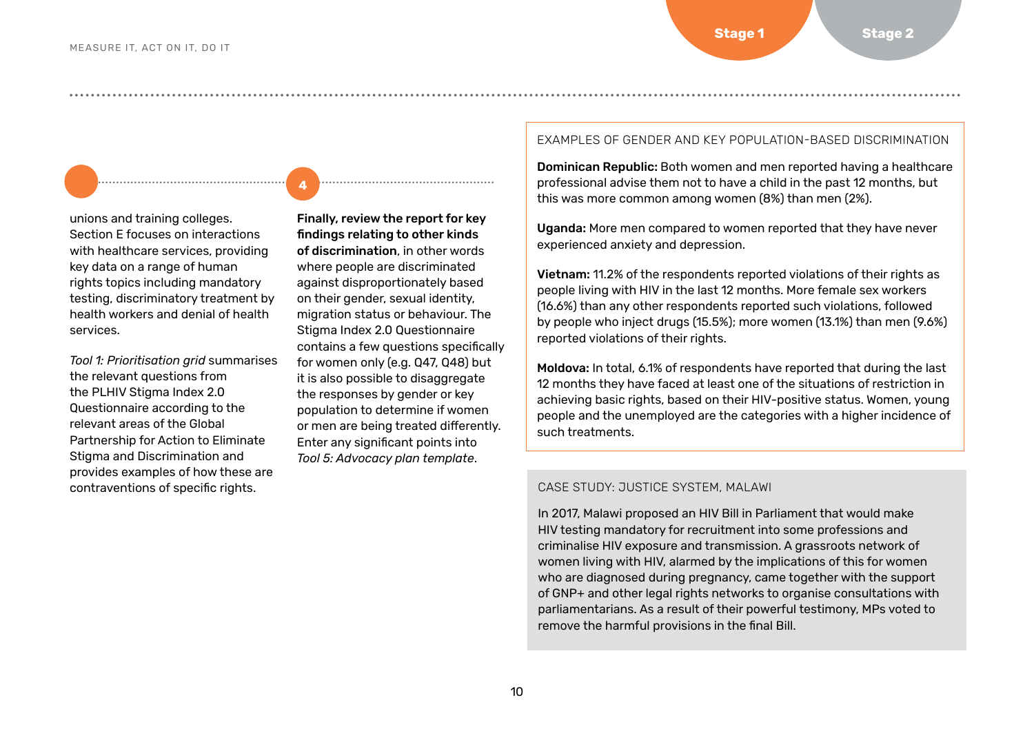unions and training colleges. Section E focuses on interactions with healthcare services, providing key data on a range of human rights topics including mandatory testing, discriminatory treatment by health workers and denial of health services.

*Tool 1: Prioritisation grid* summarises the relevant questions from the PLHIV Stigma Index 2.0 Questionnaire according to the relevant areas of the Global Partnership for Action to Eliminate Stigma and Discrimination and provides examples of how these are contraventions of specific rights.

4

**Finally, review the report for key findings relating to other kinds of discrimination**, in other words where people are discriminated against disproportionately based on their gender, sexual identity, migration status or behaviour. The Stigma Index 2.0 Questionnaire contains a few questions specifically for women only (e.g. Q47, Q48) but it is also possible to disaggregate the responses by gender or key population to determine if women or men are being treated differently. Enter any significant points into *Tool 5: Advocacy plan template*.

EXAMPLES OF GENDER AND KEY POPULATION-BASED DISCRIMINATION

**Dominican Republic:** Both women and men reported having a healthcare professional advise them not to have a child in the past 12 months, but this was more common among women (8%) than men (2%).

**Uganda:** More men compared to women reported that they have never experienced anxiety and depression.

**Vietnam:** 11.2% of the respondents reported violations of their rights as people living with HIV in the last 12 months. More female sex workers (16.6%) than any other respondents reported such violations, followed by people who inject drugs (15.5%); more women (13.1%) than men (9.6%) reported violations of their rights.

**Moldova:** In total, 6.1% of respondents have reported that during the last 12 months they have faced at least one of the situations of restriction in achieving basic rights, based on their HIV-positive status. Women, young people and the unemployed are the categories with a higher incidence of such treatments.

CASE STUDY: JUSTICE SYSTEM, MALAWI

In 2017, Malawi proposed an HIV Bill in Parliament that would make HIV testing mandatory for recruitment into some professions and criminalise HIV exposure and transmission. A grassroots network of women living with HIV, alarmed by the implications of this for women who are diagnosed during pregnancy, came together with the support of GNP+ and other legal rights networks to organise consultations with parliamentarians. As a result of their powerful testimony, MPs voted to remove the harmful provisions in the final Bill.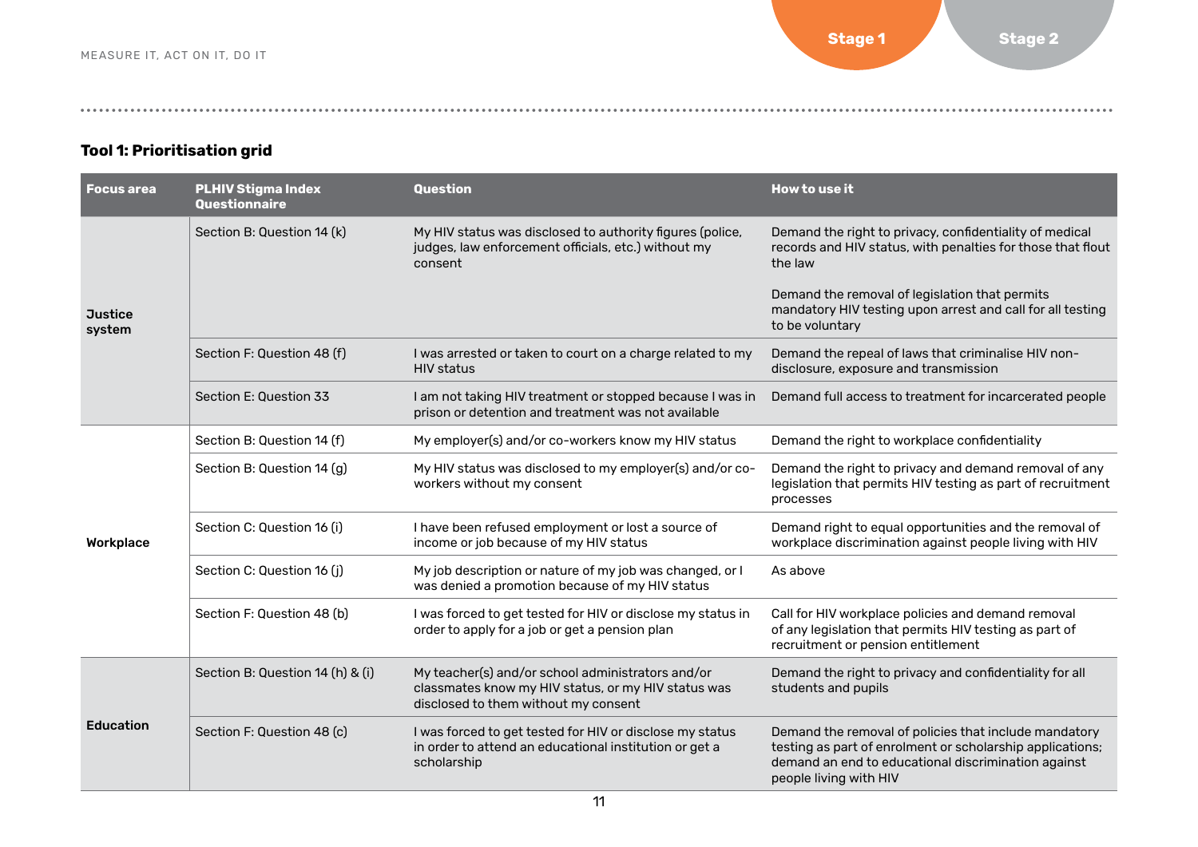### Tool 1: Prioritisation grid

| Focus area | PLHIV Stigma Index Questionnaire | Question | How to use it |
|---|---|---|---|
| Justice system | Section B: Question 14 (k) | My HIV status was disclosed to authority figures (police, judges, law enforcement officials, etc.) without my consent | Demand the right to privacy, confidentiality of medical records and HIV status, with penalties for those that flout the law<br><br>Demand the removal of legislation that permits mandatory HIV testing upon arrest and call for all testing to be voluntary |
| | Section F: Question 48 (f) | I was arrested or taken to court on a charge related to my HIV status | Demand the repeal of laws that criminalise HIV non-disclosure, exposure and transmission |
| | Section E: Question 33 | I am not taking HIV treatment or stopped because I was in prison or detention and treatment was not available | Demand full access to treatment for incarcerated people |
| Workplace | Section B: Question 14 (f) | My employer(s) and/or co-workers know my HIV status | Demand the right to workplace confidentiality |
| | Section B: Question 14 (g) | My HIV status was disclosed to my employer(s) and/or co-workers without my consent | Demand the right to privacy and demand removal of any legislation that permits HIV testing as part of recruitment processes |
| | Section C: Question 16 (i) | I have been refused employment or lost a source of income or job because of my HIV status | Demand right to equal opportunities and the removal of workplace discrimination against people living with HIV |
| | Section C: Question 16 (j) | My job description or nature of my job was changed, or I was denied a promotion because of my HIV status | As above |
| | Section F: Question 48 (b) | I was forced to get tested for HIV or disclose my status in order to apply for a job or get a pension plan | Call for HIV workplace policies and demand removal of any legislation that permits HIV testing as part of recruitment or pension entitlement |
| Education | Section B: Question 14 (h) & (i) | My teacher(s) and/or school administrators and/or classmates know my HIV status, or my HIV status was disclosed to them without my consent | Demand the right to privacy and confidentiality for all students and pupils |
| | Section F: Question 48 (c) | I was forced to get tested for HIV or disclose my status in order to attend an educational institution or get a scholarship | Demand the removal of policies that include mandatory testing as part of enrolment or scholarship applications; demand an end to educational discrimination against people living with HIV |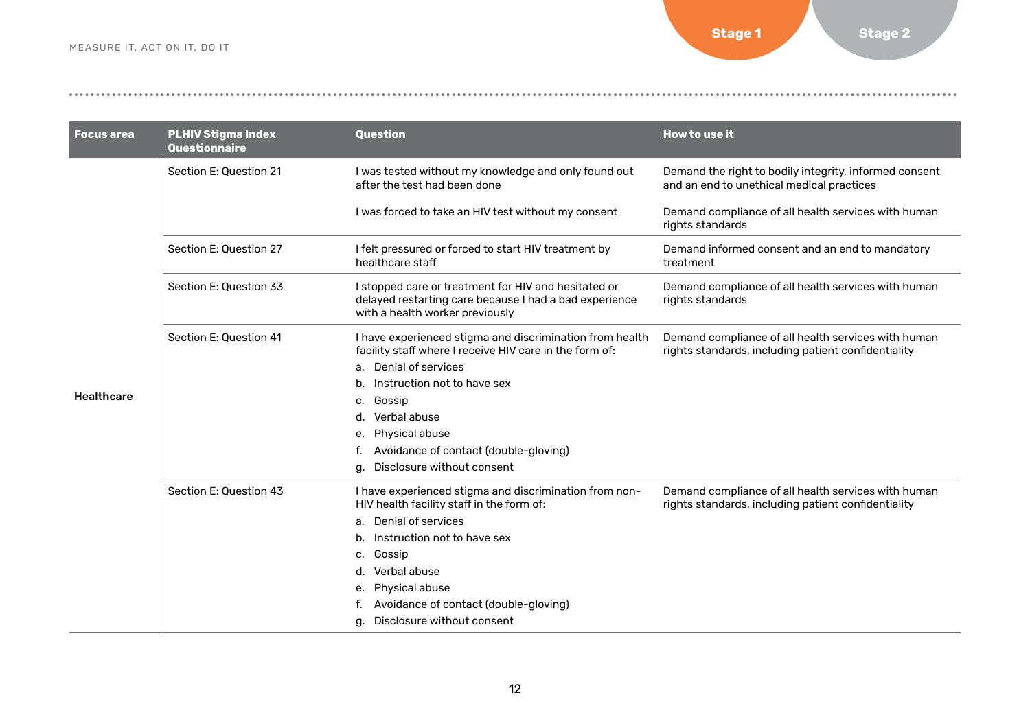| Focus area | PLHIV Stigma Index Questionnaire | Question | How to use it |
|---|---|---|---|
| Healthcare | Section E: Question 21 | I was tested without my knowledge and only found out after the test had been done | Demand the right to bodily integrity, informed consent and an end to unethical medical practices |
| | | I was forced to take an HIV test without my consent | Demand compliance of all health services with human rights standards |
| | Section E: Question 27 | I felt pressured or forced to start HIV treatment by healthcare staff | Demand informed consent and an end to mandatory treatment |
| | Section E: Question 33 | I stopped care or treatment for HIV and hesitated or delayed restarting care because I had a bad experience with a health worker previously | Demand compliance of all health services with human rights standards |
| | Section E: Question 41 | I have experienced stigma and discrimination from health facility staff where I receive HIV care in the form of:<br>a. Denial of services<br>b. Instruction not to have sex<br>c. Gossip<br>d. Verbal abuse<br>e. Physical abuse<br>f. Avoidance of contact (double-gloving)<br>g. Disclosure without consent | Demand compliance of all health services with human rights standards, including patient confidentiality |
| | Section E: Question 43 | I have experienced stigma and discrimination from non-HIV health facility staff in the form of:<br>a. Denial of services<br>b. Instruction not to have sex<br>c. Gossip<br>d. Verbal abuse<br>e. Physical abuse<br>f. Avoidance of contact (double-gloving)<br>g. Disclosure without consent | Demand compliance of all health services with human rights standards, including patient confidentiality |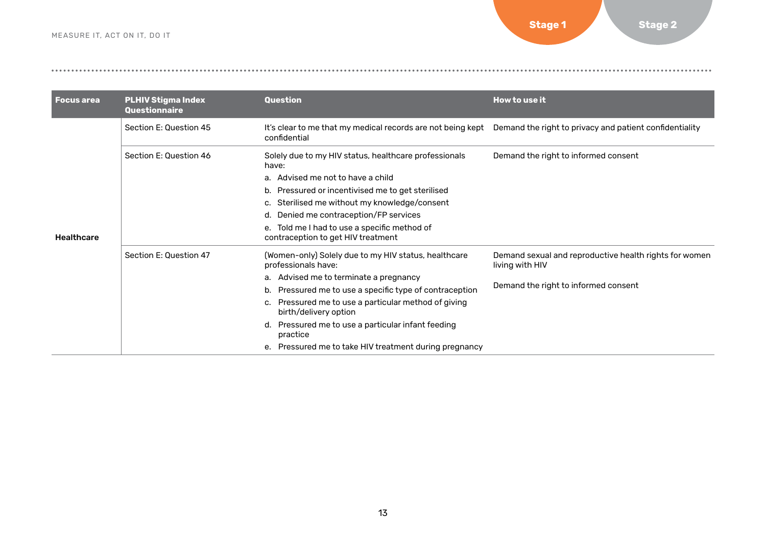| Focus area | PLHIV Stigma Index Questionnaire | Question | How to use it |
|---|---|---|---|
| Healthcare | Section E: Question 45 | It's clear to me that my medical records are not being kept confidential | Demand the right to privacy and patient confidentiality |
| | Section E: Question 46 | Solely due to my HIV status, healthcare professionals have:<br>a. Advised me not to have a child<br>b. Pressured or incentivised me to get sterilised<br>c. Sterilised me without my knowledge/consent<br>d. Denied me contraception/FP services<br>e. Told me I had to use a specific method of contraception to get HIV treatment | Demand the right to informed consent |
| | Section E: Question 47 | (Women-only) Solely due to my HIV status, healthcare professionals have:<br>a. Advised me to terminate a pregnancy<br>b. Pressured me to use a specific type of contraception<br>c. Pressured me to use a particular method of giving birth/delivery option<br>d. Pressured me to use a particular infant feeding practice<br>e. Pressured me to take HIV treatment during pregnancy | Demand sexual and reproductive health rights for women living with HIV<br><br>Demand the right to informed consent |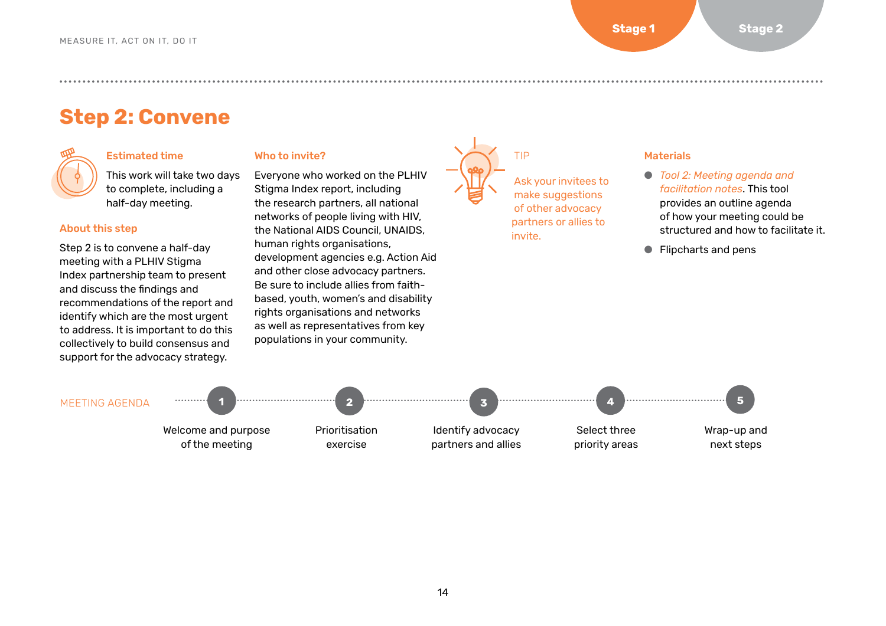# Step 2: Convene

### Estimated time

This work will take two days to complete, including a half-day meeting.

### About this step

Step 2 is to convene a half-day meeting with a PLHIV Stigma Index partnership team to present and discuss the findings and recommendations of the report and identify which are the most urgent to address. It is important to do this collectively to build consensus and support for the advocacy strategy.

### Who to invite?

Everyone who worked on the PLHIV Stigma Index report, including the research partners, all national networks of people living with HIV, the National AIDS Council, UNAIDS, human rights organisations, development agencies e.g. Action Aid and other close advocacy partners. Be sure to include allies from faith-based, youth, women's and disability rights organisations and networks as well as representatives from key populations in your community.

### TIP

Ask your invitees to make suggestions of other advocacy partners or allies to invite.

### Materials

- *Tool 2: Meeting agenda and facilitation notes*. This tool provides an outline agenda of how your meeting could be structured and how to facilitate it.
- Flipcharts and pens

### MEETING AGENDA

1. Welcome and purpose of the meeting
2. Prioritisation exercise
3. Identify advocacy partners and allies
4. Select three priority areas
5. Wrap-up and next steps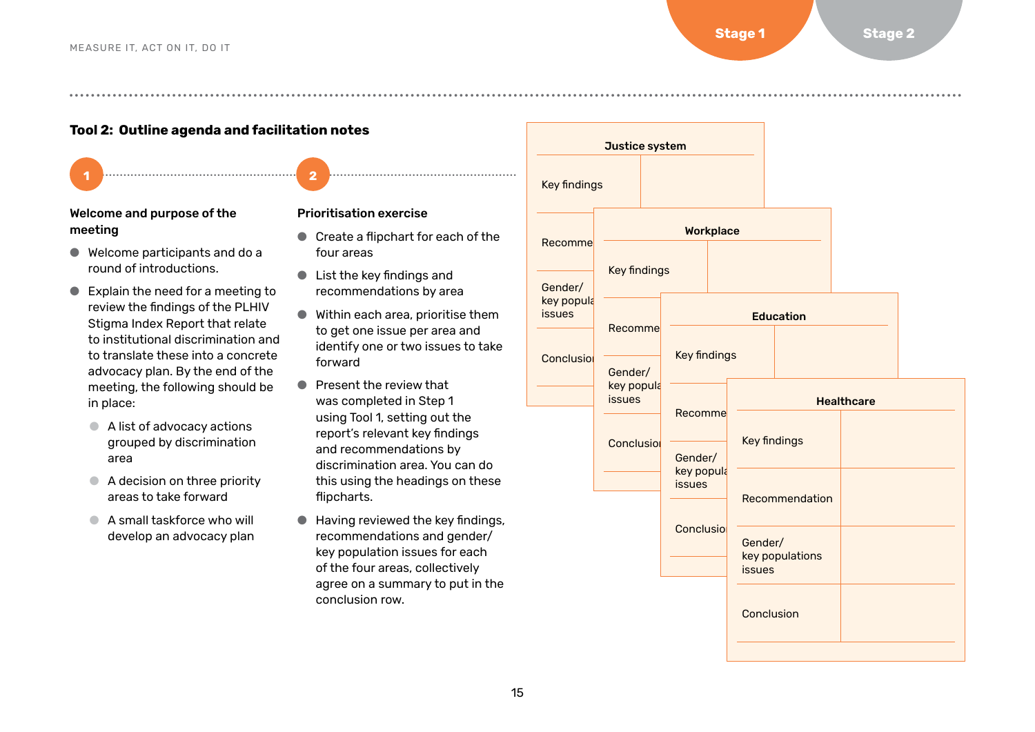## Tool 2: Outline agenda and facilitation notes

### 1

#### Welcome and purpose of the meeting

- Welcome participants and do a round of introductions.
- Explain the need for a meeting to review the findings of the PLHIV Stigma Index Report that relate to institutional discrimination and to translate these into a concrete advocacy plan. By the end of the meeting, the following should be in place:
  - A list of advocacy actions grouped by discrimination area
  - A decision on three priority areas to take forward
  - A small taskforce who will develop an advocacy plan

### 2

#### Prioritisation exercise

- Create a flipchart for each of the four areas
- List the key findings and recommendations by area
- Within each area, prioritise them to get one issue per area and identify one or two issues to take forward
- Present the review that was completed in Step 1 using Tool 1, setting out the report's relevant key findings and recommendations by discrimination area. You can do this using the headings on these flipcharts.
- Having reviewed the key findings, recommendations and gender/key population issues for each of the four areas, collectively agree on a summary to put in the conclusion row.

| Justice system | |
|---|---|
| Key findings | |
| Recommendation | |
| Gender/ key populations issues | |
| Conclusion | |

| Workplace | |
|---|---|
| Key findings | |
| Recommendation | |
| Gender/ key populations issues | |
| Conclusion | |

| Education | |
|---|---|
| Key findings | |
| Recommendation | |
| Gender/ key populations issues | |
| Conclusion | |

| Healthcare | |
|---|---|
| Key findings | |
| Recommendation | |
| Gender/ key populations issues | |
| Conclusion | |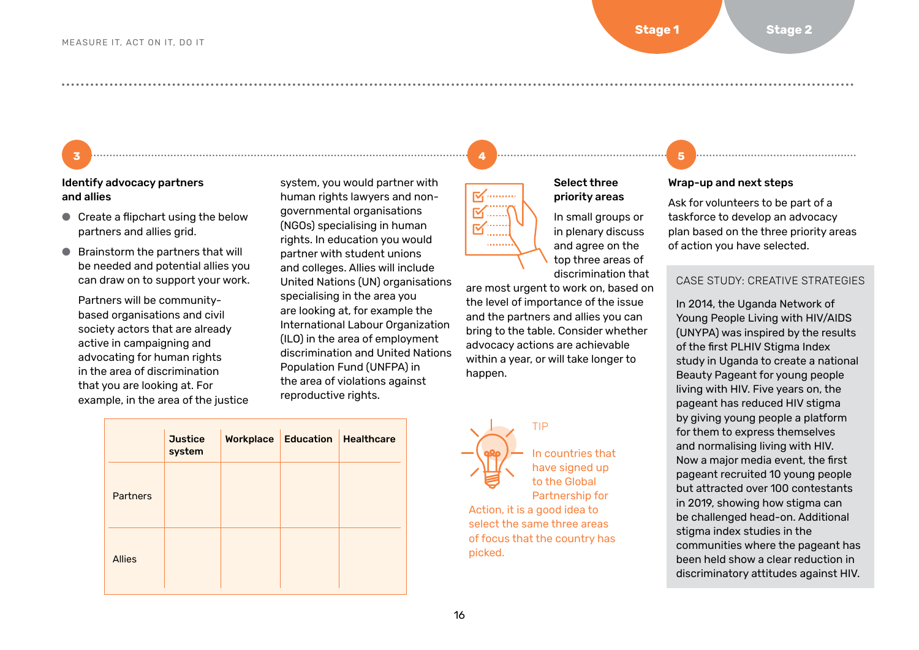## 3 Identify advocacy partners and allies

- Create a flipchart using the below partners and allies grid.
- Brainstorm the partners that will be needed and potential allies you can draw on to support your work.

  Partners will be community-based organisations and civil society actors that are already active in campaigning and advocating for human rights in the area of discrimination that you are looking at. For example, in the area of the justice system, you would partner with human rights lawyers and non-governmental organisations (NGOs) specialising in human rights. In education you would partner with student unions and colleges. Allies will include United Nations (UN) organisations specialising in the area you are looking at, for example the International Labour Organization (ILO) in the area of employment discrimination and United Nations Population Fund (UNFPA) in the area of violations against reproductive rights.

| | Justice system | Workplace | Education | Healthcare |
|---|---|---|---|---|
| Partners | | | | |
| Allies | | | | |

## 4 Select three priority areas

In small groups or in plenary discuss and agree on the top three areas of discrimination that are most urgent to work on, based on the level of importance of the issue and the partners and allies you can bring to the table. Consider whether advocacy actions are achievable within a year, or will take longer to happen.

TIP

In countries that have signed up to the Global Partnership for Action, it is a good idea to select the same three areas of focus that the country has picked.

## 5 Wrap-up and next steps

Ask for volunteers to be part of a taskforce to develop an advocacy plan based on the three priority areas of action you have selected.

### CASE STUDY: CREATIVE STRATEGIES

In 2014, the Uganda Network of Young People Living with HIV/AIDS (UNYPA) was inspired by the results of the first PLHIV Stigma Index study in Uganda to create a national Beauty Pageant for young people living with HIV. Five years on, the pageant has reduced HIV stigma by giving young people a platform for them to express themselves and normalising living with HIV. Now a major media event, the first pageant recruited 10 young people but attracted over 100 contestants in 2019, showing how stigma can be challenged head-on. Additional stigma index studies in the communities where the pageant has been held show a clear reduction in discriminatory attitudes against HIV.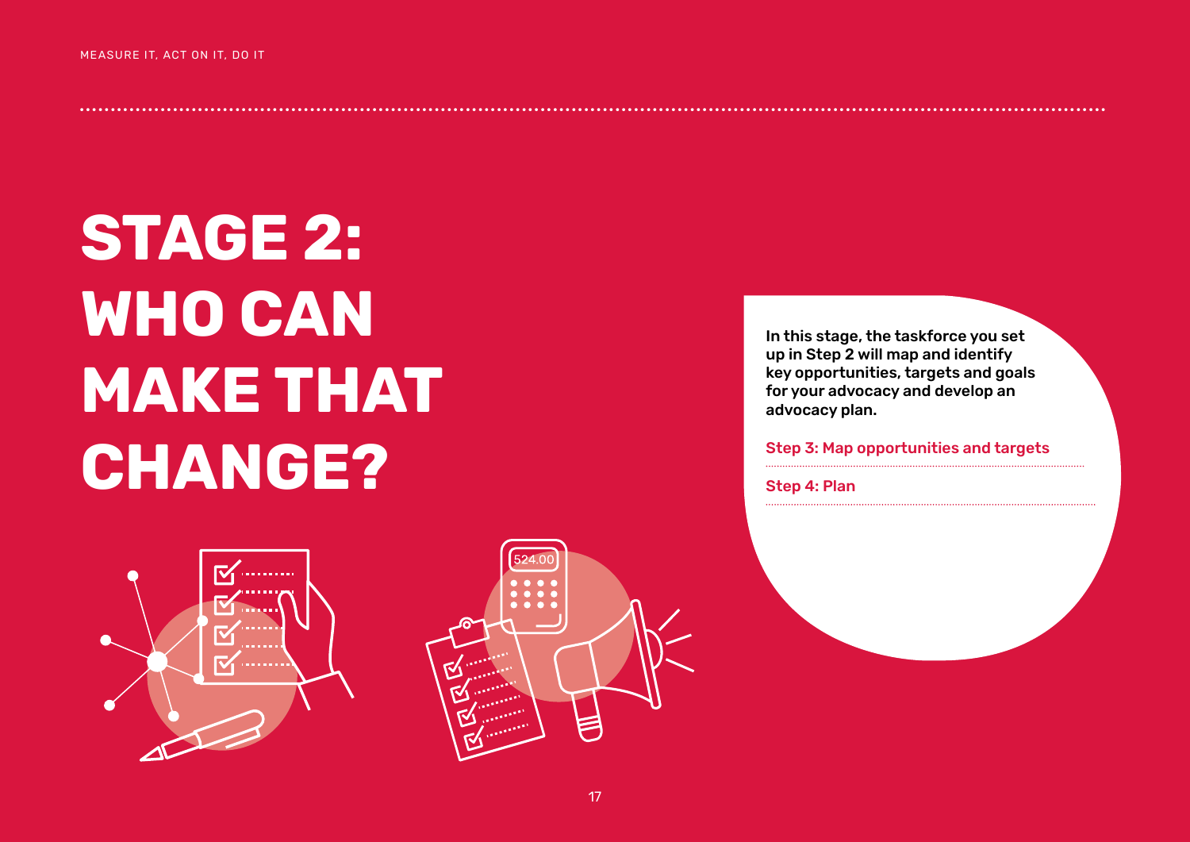# STAGE 2: WHO CAN MAKE THAT CHANGE?

**In this stage, the taskforce you set up in Step 2 will map and identify key opportunities, targets and goals for your advocacy and develop an advocacy plan.**

Step 3: Map opportunities and targets

Step 4: Plan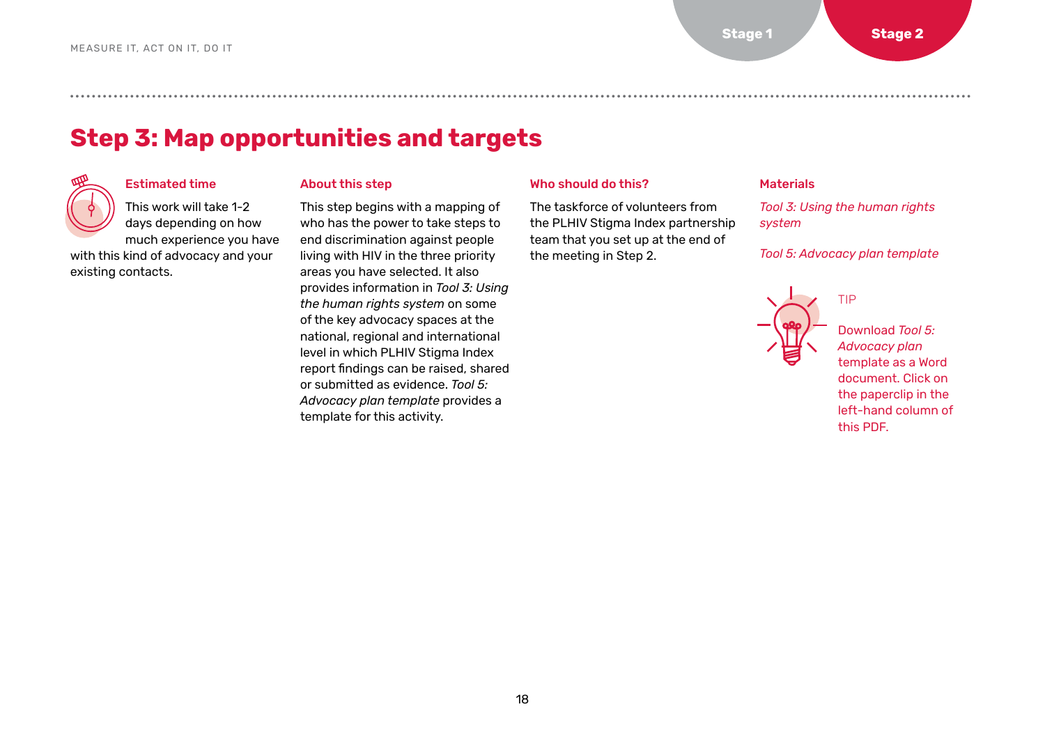# Step 3: Map opportunities and targets

### Estimated time

This work will take 1–2 days depending on how much experience you have with this kind of advocacy and your existing contacts.

### About this step

This step begins with a mapping of who has the power to take steps to end discrimination against people living with HIV in the three priority areas you have selected. It also provides information in *Tool 3: Using the human rights system* on some of the key advocacy spaces at the national, regional and international level in which PLHIV Stigma Index report findings can be raised, shared or submitted as evidence. *Tool 5: Advocacy plan template* provides a template for this activity.

### Who should do this?

The taskforce of volunteers from the PLHIV Stigma Index partnership team that you set up at the end of the meeting in Step 2.

### Materials

*Tool 3: Using the human rights system*

*Tool 5: Advocacy plan template*

TIP

Download *Tool 5: Advocacy plan* template as a Word document. Click on the paperclip in the left-hand column of this PDF.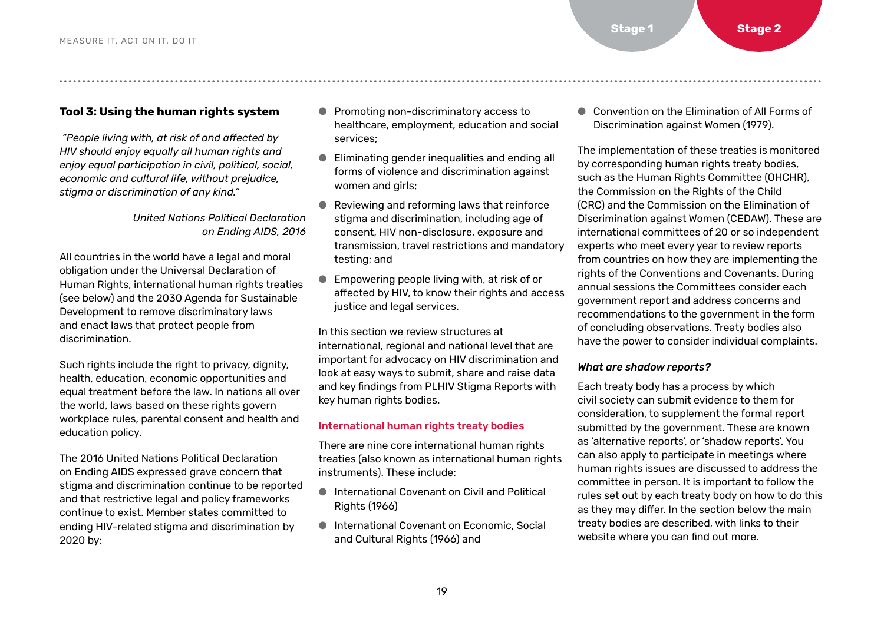### Tool 3: Using the human rights system

*"People living with, at risk of and affected by HIV should enjoy equally all human rights and enjoy equal participation in civil, political, social, economic and cultural life, without prejudice, stigma or discrimination of any kind."*

*United Nations Political Declaration on Ending AIDS, 2016*

All countries in the world have a legal and moral obligation under the Universal Declaration of Human Rights, international human rights treaties (see below) and the 2030 Agenda for Sustainable Development to remove discriminatory laws and enact laws that protect people from discrimination.

Such rights include the right to privacy, dignity, health, education, economic opportunities and equal treatment before the law. In nations all over the world, laws based on these rights govern workplace rules, parental consent and health and education policy.

The 2016 United Nations Political Declaration on Ending AIDS expressed grave concern that stigma and discrimination continue to be reported and that restrictive legal and policy frameworks continue to exist. Member states committed to ending HIV-related stigma and discrimination by 2020 by:

- Promoting non-discriminatory access to healthcare, employment, education and social services;
- Eliminating gender inequalities and ending all forms of violence and discrimination against women and girls;
- Reviewing and reforming laws that reinforce stigma and discrimination, including age of consent, HIV non-disclosure, exposure and transmission, travel restrictions and mandatory testing; and
- Empowering people living with, at risk of or affected by HIV, to know their rights and access justice and legal services.

In this section we review structures at international, regional and national level that are important for advocacy on HIV discrimination and look at easy ways to submit, share and raise data and key findings from PLHIV Stigma Reports with key human rights bodies.

#### International human rights treaty bodies

There are nine core international human rights treaties (also known as international human rights instruments). These include:

- International Covenant on Civil and Political Rights (1966)
- International Covenant on Economic, Social and Cultural Rights (1966) and
- Convention on the Elimination of All Forms of Discrimination against Women (1979).

The implementation of these treaties is monitored by corresponding human rights treaty bodies, such as the Human Rights Committee (OHCHR), the Commission on the Rights of the Child (CRC) and the Commission on the Elimination of Discrimination against Women (CEDAW). These are international committees of 20 or so independent experts who meet every year to review reports from countries on how they are implementing the rights of the Conventions and Covenants. During annual sessions the Committees consider each government report and address concerns and recommendations to the government in the form of concluding observations. Treaty bodies also have the power to consider individual complaints.

***What are shadow reports?***

Each treaty body has a process by which civil society can submit evidence to them for consideration, to supplement the formal report submitted by the government. These are known as 'alternative reports', or 'shadow reports'. You can also apply to participate in meetings where human rights issues are discussed to address the committee in person. It is important to follow the rules set out by each treaty body on how to do this as they may differ. In the section below the main treaty bodies are described, with links to their website where you can find out more.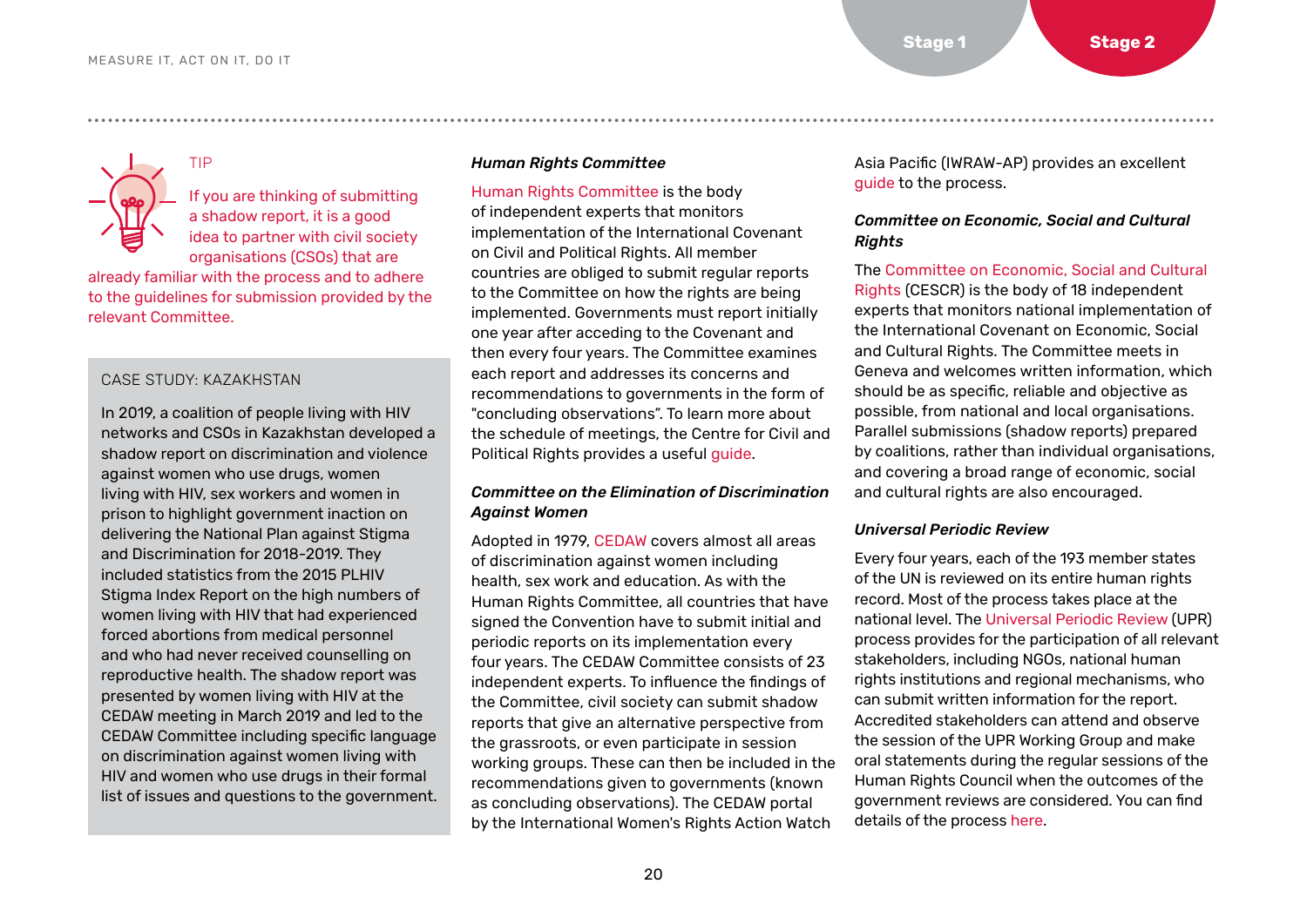TIP

If you are thinking of submitting a shadow report, it is a good idea to partner with civil society organisations (CSOs) that are already familiar with the process and to adhere to the guidelines for submission provided by the relevant Committee.

> CASE STUDY: KAZAKHSTAN
>
> In 2019, a coalition of people living with HIV networks and CSOs in Kazakhstan developed a shadow report on discrimination and violence against women who use drugs, women living with HIV, sex workers and women in prison to highlight government inaction on delivering the National Plan against Stigma and Discrimination for 2018-2019. They included statistics from the 2015 PLHIV Stigma Index Report on the high numbers of women living with HIV that had experienced forced abortions from medical personnel and who had never received counselling on reproductive health. The shadow report was presented by women living with HIV at the CEDAW meeting in March 2019 and led to the CEDAW Committee including specific language on discrimination against women living with HIV and women who use drugs in their formal list of issues and questions to the government.

### *Human Rights Committee*

Human Rights Committee is the body of independent experts that monitors implementation of the International Covenant on Civil and Political Rights. All member countries are obliged to submit regular reports to the Committee on how the rights are being implemented. Governments must report initially one year after acceding to the Covenant and then every four years. The Committee examines each report and addresses its concerns and recommendations to governments in the form of "concluding observations". To learn more about the schedule of meetings, the Centre for Civil and Political Rights provides a useful guide.

### *Committee on the Elimination of Discrimination Against Women*

Adopted in 1979, CEDAW covers almost all areas of discrimination against women including health, sex work and education. As with the Human Rights Committee, all countries that have signed the Convention have to submit initial and periodic reports on its implementation every four years. The CEDAW Committee consists of 23 independent experts. To influence the findings of the Committee, civil society can submit shadow reports that give an alternative perspective from the grassroots, or even participate in session working groups. These can then be included in the recommendations given to governments (known as concluding observations). The CEDAW portal by the International Women's Rights Action Watch Asia Pacific (IWRAW-AP) provides an excellent guide to the process.

### *Committee on Economic, Social and Cultural Rights*

The Committee on Economic, Social and Cultural Rights (CESCR) is the body of 18 independent experts that monitors national implementation of the International Covenant on Economic, Social and Cultural Rights. The Committee meets in Geneva and welcomes written information, which should be as specific, reliable and objective as possible, from national and local organisations. Parallel submissions (shadow reports) prepared by coalitions, rather than individual organisations, and covering a broad range of economic, social and cultural rights are also encouraged.

### *Universal Periodic Review*

Every four years, each of the 193 member states of the UN is reviewed on its entire human rights record. Most of the process takes place at the national level. The Universal Periodic Review (UPR) process provides for the participation of all relevant stakeholders, including NGOs, national human rights institutions and regional mechanisms, who can submit written information for the report. Accredited stakeholders can attend and observe the session of the UPR Working Group and make oral statements during the regular sessions of the Human Rights Council when the outcomes of the government reviews are considered. You can find details of the process here.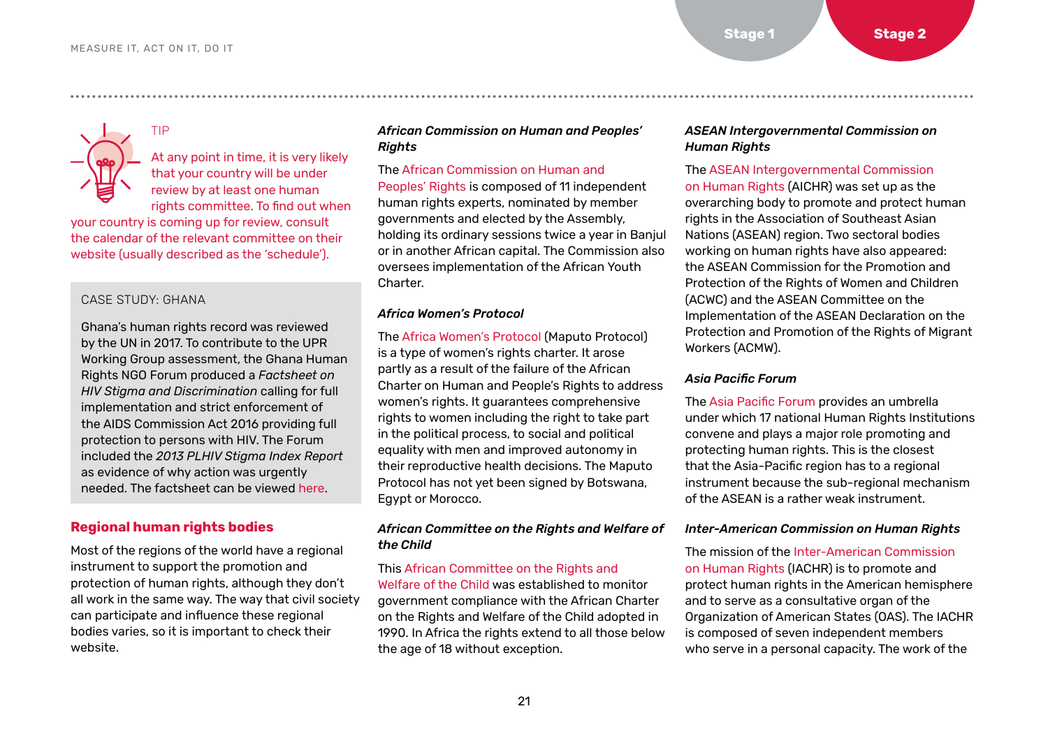TIP

At any point in time, it is very likely that your country will be under review by at least one human rights committee. To find out when your country is coming up for review, consult the calendar of the relevant committee on their website (usually described as the 'schedule').

CASE STUDY: GHANA

Ghana's human rights record was reviewed by the UN in 2017. To contribute to the UPR Working Group assessment, the Ghana Human Rights NGO Forum produced a *Factsheet on HIV Stigma and Discrimination* calling for full implementation and strict enforcement of the AIDS Commission Act 2016 providing full protection to persons with HIV. The Forum included the *2013 PLHIV Stigma Index Report* as evidence of why action was urgently needed. The factsheet can be viewed here.

## Regional human rights bodies

Most of the regions of the world have a regional instrument to support the promotion and protection of human rights, although they don't all work in the same way. The way that civil society can participate and influence these regional bodies varies, so it is important to check their website.

### *African Commission on Human and Peoples' Rights*

The African Commission on Human and Peoples' Rights is composed of 11 independent human rights experts, nominated by member governments and elected by the Assembly, holding its ordinary sessions twice a year in Banjul or in another African capital. The Commission also oversees implementation of the African Youth Charter.

### *Africa Women's Protocol*

The Africa Women's Protocol (Maputo Protocol) is a type of women's rights charter. It arose partly as a result of the failure of the African Charter on Human and People's Rights to address women's rights. It guarantees comprehensive rights to women including the right to take part in the political process, to social and political equality with men and improved autonomy in their reproductive health decisions. The Maputo Protocol has not yet been signed by Botswana, Egypt or Morocco.

### *African Committee on the Rights and Welfare of the Child*

This African Committee on the Rights and Welfare of the Child was established to monitor government compliance with the African Charter on the Rights and Welfare of the Child adopted in 1990. In Africa the rights extend to all those below the age of 18 without exception.

### *ASEAN Intergovernmental Commission on Human Rights*

The ASEAN Intergovernmental Commission on Human Rights (AICHR) was set up as the overarching body to promote and protect human rights in the Association of Southeast Asian Nations (ASEAN) region. Two sectoral bodies working on human rights have also appeared: the ASEAN Commission for the Promotion and Protection of the Rights of Women and Children (ACWC) and the ASEAN Committee on the Implementation of the ASEAN Declaration on the Protection and Promotion of the Rights of Migrant Workers (ACMW).

### *Asia Pacific Forum*

The Asia Pacific Forum provides an umbrella under which 17 national Human Rights Institutions convene and plays a major role promoting and protecting human rights. This is the closest that the Asia-Pacific region has to a regional instrument because the sub-regional mechanism of the ASEAN is a rather weak instrument.

### *Inter-American Commission on Human Rights*

The mission of the Inter-American Commission on Human Rights (IACHR) is to promote and protect human rights in the American hemisphere and to serve as a consultative organ of the Organization of American States (OAS). The IACHR is composed of seven independent members who serve in a personal capacity. The work of the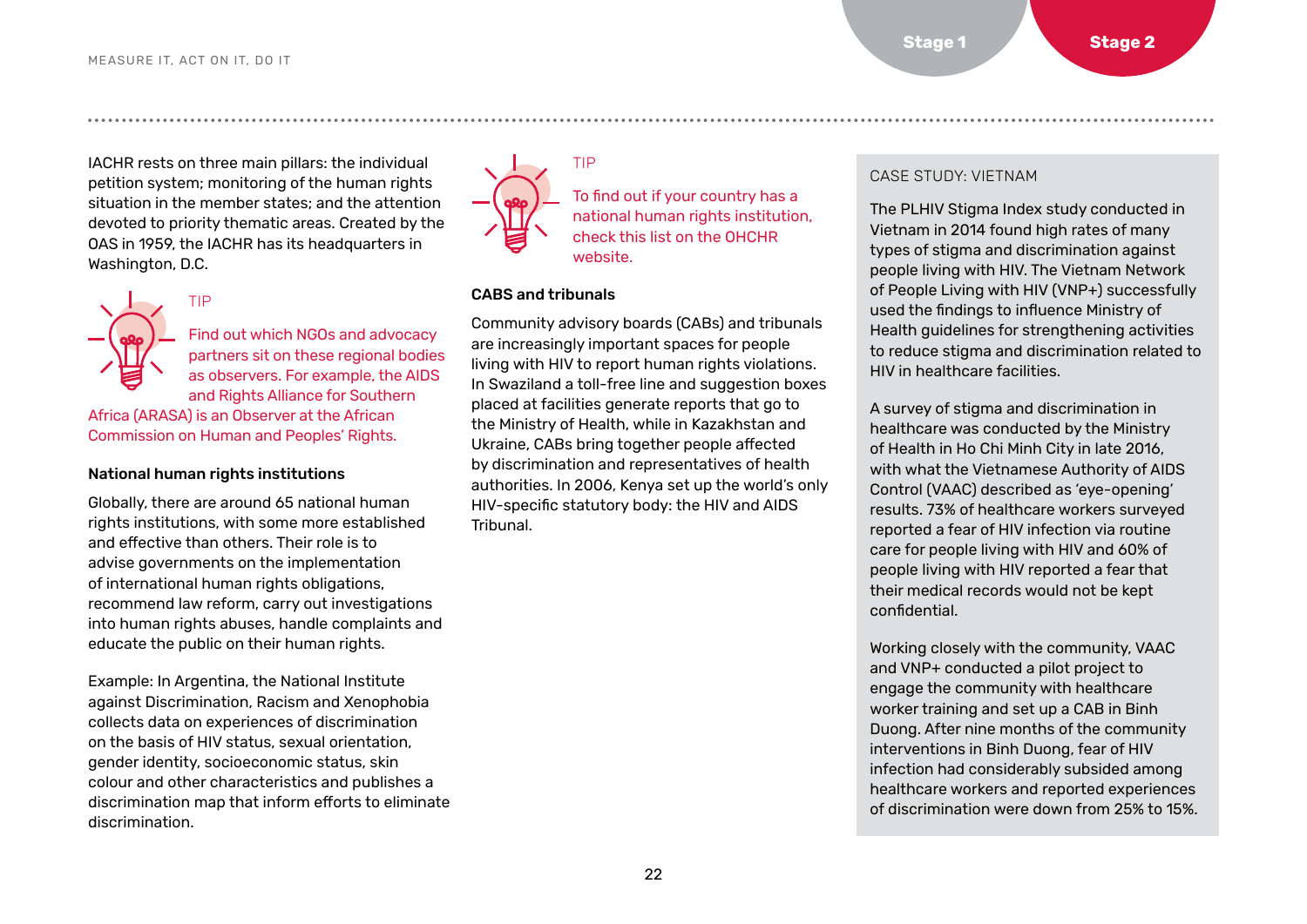IACHR rests on three main pillars: the individual petition system; monitoring of the human rights situation in the member states; and the attention devoted to priority thematic areas. Created by the OAS in 1959, the IACHR has its headquarters in Washington, D.C.

TIP

Find out which NGOs and advocacy partners sit on these regional bodies as observers. For example, the AIDS and Rights Alliance for Southern Africa (ARASA) is an Observer at the African Commission on Human and Peoples' Rights.

### National human rights institutions

Globally, there are around 65 national human rights institutions, with some more established and effective than others. Their role is to advise governments on the implementation of international human rights obligations, recommend law reform, carry out investigations into human rights abuses, handle complaints and educate the public on their human rights.

Example: In Argentina, the National Institute against Discrimination, Racism and Xenophobia collects data on experiences of discrimination on the basis of HIV status, sexual orientation, gender identity, socioeconomic status, skin colour and other characteristics and publishes a discrimination map that inform efforts to eliminate discrimination.

TIP

To find out if your country has a national human rights institution, check this list on the OHCHR website.

### CABS and tribunals

Community advisory boards (CABs) and tribunals are increasingly important spaces for people living with HIV to report human rights violations. In Swaziland a toll-free line and suggestion boxes placed at facilities generate reports that go to the Ministry of Health, while in Kazakhstan and Ukraine, CABs bring together people affected by discrimination and representatives of health authorities. In 2006, Kenya set up the world's only HIV-specific statutory body: the HIV and AIDS Tribunal.

CASE STUDY: VIETNAM

The PLHIV Stigma Index study conducted in Vietnam in 2014 found high rates of many types of stigma and discrimination against people living with HIV. The Vietnam Network of People Living with HIV (VNP+) successfully used the findings to influence Ministry of Health guidelines for strengthening activities to reduce stigma and discrimination related to HIV in healthcare facilities.

A survey of stigma and discrimination in healthcare was conducted by the Ministry of Health in Ho Chi Minh City in late 2016, with what the Vietnamese Authority of AIDS Control (VAAC) described as 'eye-opening' results. 73% of healthcare workers surveyed reported a fear of HIV infection via routine care for people living with HIV and 60% of people living with HIV reported a fear that their medical records would not be kept confidential.

Working closely with the community, VAAC and VNP+ conducted a pilot project to engage the community with healthcare worker training and set up a CAB in Binh Duong. After nine months of the community interventions in Binh Duong, fear of HIV infection had considerably subsided among healthcare workers and reported experiences of discrimination were down from 25% to 15%.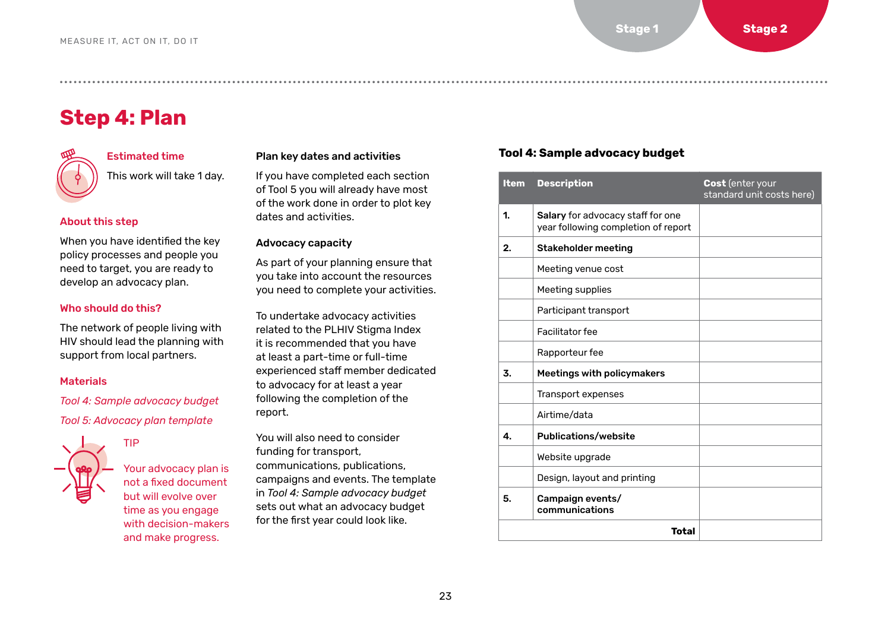# Step 4: Plan

### Estimated time

This work will take 1 day.

### About this step

When you have identified the key policy processes and people you need to target, you are ready to develop an advocacy plan.

### Who should do this?

The network of people living with HIV should lead the planning with support from local partners.

### Materials

*Tool 4: Sample advocacy budget*

*Tool 5: Advocacy plan template*

TIP

Your advocacy plan is not a fixed document but will evolve over time as you engage with decision-makers and make progress.

### Plan key dates and activities

If you have completed each section of Tool 5 you will already have most of the work done in order to plot key dates and activities.

### Advocacy capacity

As part of your planning ensure that you take into account the resources you need to complete your activities.

To undertake advocacy activities related to the PLHIV Stigma Index it is recommended that you have at least a part-time or full-time experienced staff member dedicated to advocacy for at least a year following the completion of the report.

You will also need to consider funding for transport, communications, publications, campaigns and events. The template in *Tool 4: Sample advocacy budget* sets out what an advocacy budget for the first year could look like.

### Tool 4: Sample advocacy budget

| Item | Description | **Cost** (enter your standard unit costs here) |
|---|---|---|
| 1. | **Salary** for advocacy staff for one year following completion of report | |
| 2. | **Stakeholder meeting** | |
| | Meeting venue cost | |
| | Meeting supplies | |
| | Participant transport | |
| | Facilitator fee | |
| | Rapporteur fee | |
| 3. | **Meetings with policymakers** | |
| | Transport expenses | |
| | Airtime/data | |
| 4. | **Publications/website** | |
| | Website upgrade | |
| | Design, layout and printing | |
| 5. | **Campaign events/ communications** | |
| | **Total** | |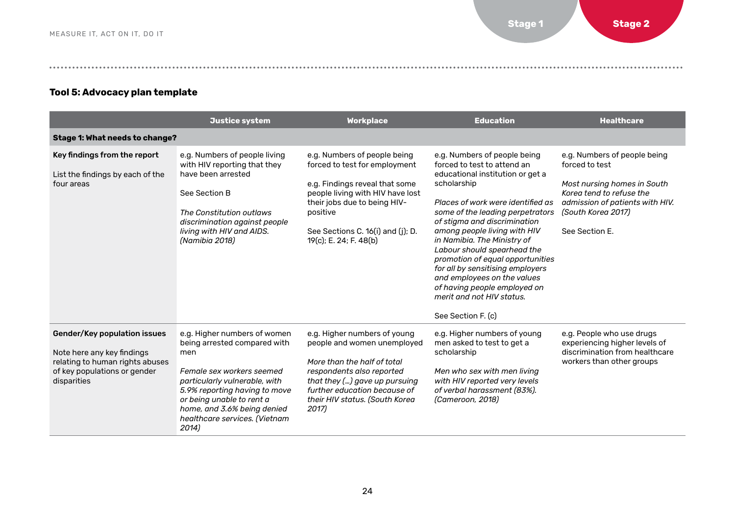## Tool 5: Advocacy plan template

| | Justice system | Workplace | Education | Healthcare |
|---|---|---|---|---|
| **Stage 1: What needs to change?** | | | | |
| **Key findings from the report**<br><br>List the findings by each of the four areas | e.g. Numbers of people living with HIV reporting that they have been arrested<br><br>See Section B<br><br>*The Constitution outlaws discrimination against people living with HIV and AIDS. (Namibia 2018)* | e.g. Numbers of people being forced to test for employment<br><br>e.g. Findings reveal that some people living with HIV have lost their jobs due to being HIV-positive<br><br>See Sections C. 16(i) and (j); D. 19(c); E. 24; F. 48(b) | e.g. Numbers of people being forced to test to attend an educational institution or get a scholarship<br><br>*Places of work were identified as some of the leading perpetrators of stigma and discrimination among people living with HIV in Namibia. The Ministry of Labour should spearhead the promotion of equal opportunities for all by sensitising employers and employees on the values of having people employed on merit and not HIV status.*<br><br>See Section F. (c) | e.g. Numbers of people being forced to test<br><br>*Most nursing homes in South Korea tend to refuse the admission of patients with HIV. (South Korea 2017)*<br><br>See Section E. |
| **Gender/Key population issues**<br><br>Note here any key findings relating to human rights abuses of key populations or gender disparities | e.g. Higher numbers of women being arrested compared with men<br><br>*Female sex workers seemed particularly vulnerable, with 5.9% reporting having to move or being unable to rent a home, and 3.6% being denied healthcare services. (Vietnam 2014)* | e.g. Higher numbers of young people and women unemployed<br><br>*More than the half of total respondents also reported that they (…) gave up pursuing further education because of their HIV status. (South Korea 2017)* | e.g. Higher numbers of young men asked to test to get a scholarship<br><br>*Men who sex with men living with HIV reported very levels of verbal harassment (83%). (Cameroon, 2018)* | e.g. People who use drugs experiencing higher levels of discrimination from healthcare workers than other groups |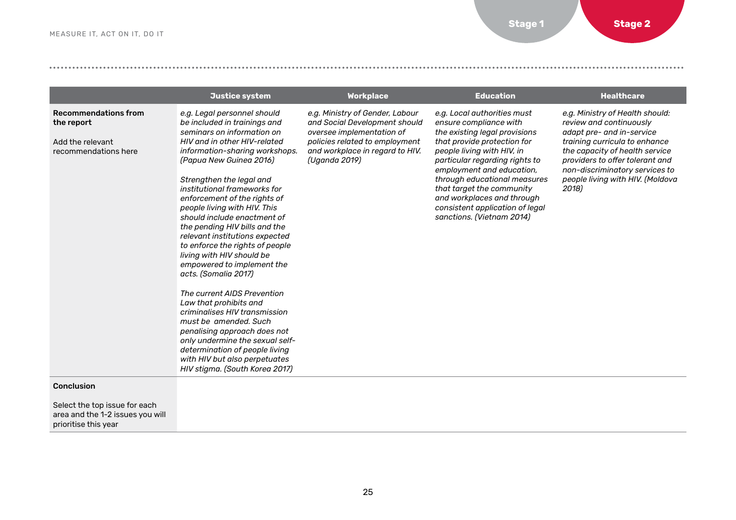| | Justice system | Workplace | Education | Healthcare |
|---|---|---|---|---|
| **Recommendations from the report**<br><br>Add the relevant recommendations here | *e.g. Legal personnel should be included in trainings and seminars on information on HIV and in other HIV-related information-sharing workshops. (Papua New Guinea 2016)*<br><br>*Strengthen the legal and institutional frameworks for enforcement of the rights of people living with HIV. This should include enactment of the pending HIV bills and the relevant institutions expected to enforce the rights of people living with HIV should be empowered to implement the acts. (Somalia 2017)*<br><br>*The current AIDS Prevention Law that prohibits and criminalises HIV transmission must be amended. Such penalising approach does not only undermine the sexual self-determination of people living with HIV but also perpetuates HIV stigma. (South Korea 2017)* | *e.g. Ministry of Gender, Labour and Social Development should oversee implementation of policies related to employment and workplace in regard to HIV. (Uganda 2019)* | *e.g. Local authorities must ensure compliance with the existing legal provisions that provide protection for people living with HIV, in particular regarding rights to employment and education, through educational measures that target the community and workplaces and through consistent application of legal sanctions. (Vietnam 2014)* | *e.g. Ministry of Health should: review and continuously adapt pre- and in-service training curricula to enhance the capacity of health service providers to offer tolerant and non-discriminatory services to people living with HIV. (Moldova 2018)* |
| **Conclusion**<br><br>Select the top issue for each area and the 1-2 issues you will prioritise this year | | | | |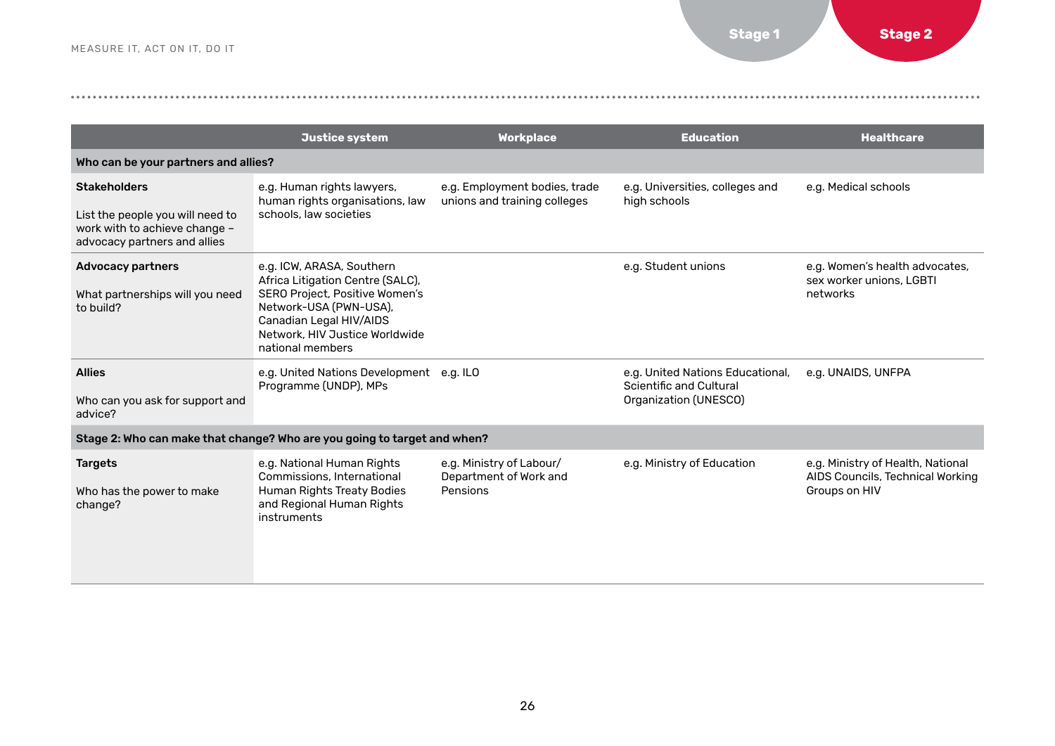| | Justice system | Workplace | Education | Healthcare |
|---|---|---|---|---|
| **Who can be your partners and allies?** | | | | |
| **Stakeholders**<br><br>List the people you will need to work with to achieve change – advocacy partners and allies | e.g. Human rights lawyers, human rights organisations, law schools, law societies | e.g. Employment bodies, trade unions and training colleges | e.g. Universities, colleges and high schools | e.g. Medical schools |
| **Advocacy partners**<br><br>What partnerships will you need to build? | e.g. ICW, ARASA, Southern Africa Litigation Centre (SALC), SERO Project, Positive Women's Network-USA (PWN-USA), Canadian Legal HIV/AIDS Network, HIV Justice Worldwide national members | | e.g. Student unions | e.g. Women's health advocates, sex worker unions, LGBTI networks |
| **Allies**<br><br>Who can you ask for support and advice? | e.g. United Nations Development Programme (UNDP), MPs | e.g. ILO | e.g. United Nations Educational, Scientific and Cultural Organization (UNESCO) | e.g. UNAIDS, UNFPA |
| **Stage 2: Who can make that change? Who are you going to target and when?** | | | | |
| **Targets**<br><br>Who has the power to make change? | e.g. National Human Rights Commissions, International Human Rights Treaty Bodies and Regional Human Rights instruments | e.g. Ministry of Labour/ Department of Work and Pensions | e.g. Ministry of Education | e.g. Ministry of Health, National AIDS Councils, Technical Working Groups on HIV |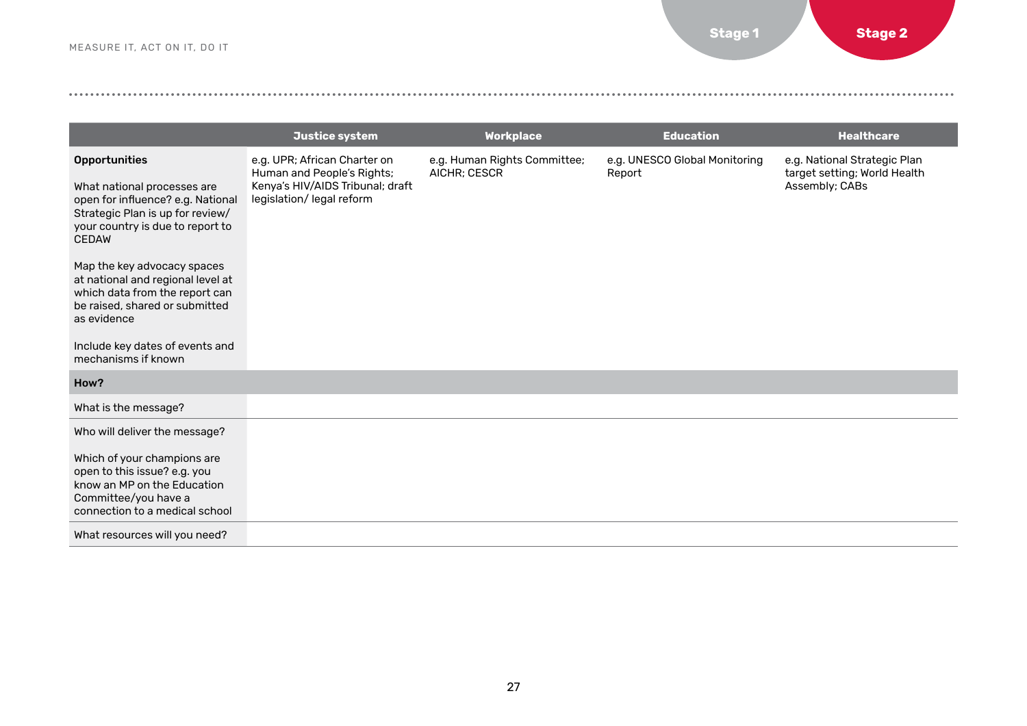| | Justice system | Workplace | Education | Healthcare |
|---|---|---|---|---|
| **Opportunities**<br><br>What national processes are open for influence? e.g. National Strategic Plan is up for review/ your country is due to report to CEDAW<br><br>Map the key advocacy spaces at national and regional level at which data from the report can be raised, shared or submitted as evidence<br><br>Include key dates of events and mechanisms if known | e.g. UPR; African Charter on Human and People's Rights; Kenya's HIV/AIDS Tribunal; draft legislation/ legal reform | e.g. Human Rights Committee; AICHR; CESCR | e.g. UNESCO Global Monitoring Report | e.g. National Strategic Plan target setting; World Health Assembly; CABs |
| **How?** | | | | |
| What is the message? | | | | |
| Who will deliver the message?<br><br>Which of your champions are open to this issue? e.g. you know an MP on the Education Committee/you have a connection to a medical school | | | | |
| What resources will you need? | | | | |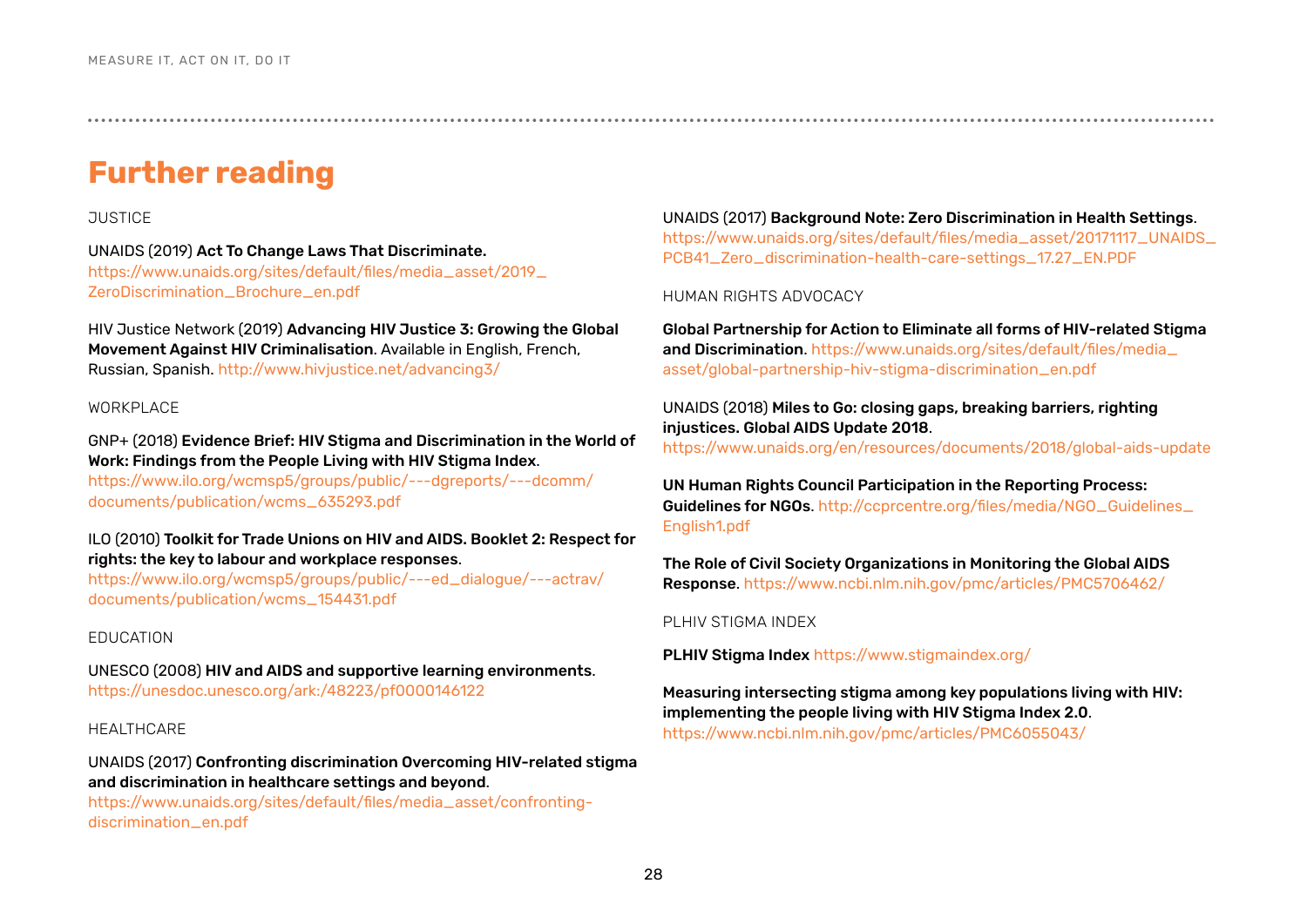## Further reading

JUSTICE

UNAIDS (2019) **Act To Change Laws That Discriminate.** https://www.unaids.org/sites/default/files/media_asset/2019_ZeroDiscrimination_Brochure_en.pdf

HIV Justice Network (2019) **Advancing HIV Justice 3: Growing the Global Movement Against HIV Criminalisation**. Available in English, French, Russian, Spanish. http://www.hivjustice.net/advancing3/

WORKPLACE

GNP+ (2018) **Evidence Brief: HIV Stigma and Discrimination in the World of Work: Findings from the People Living with HIV Stigma Index**. https://www.ilo.org/wcmsp5/groups/public/---dgreports/---dcomm/documents/publication/wcms_635293.pdf

ILO (2010) **Toolkit for Trade Unions on HIV and AIDS. Booklet 2: Respect for rights: the key to labour and workplace responses**. https://www.ilo.org/wcmsp5/groups/public/---ed_dialogue/---actrav/documents/publication/wcms_154431.pdf

EDUCATION

UNESCO (2008) **HIV and AIDS and supportive learning environments**. https://unesdoc.unesco.org/ark:/48223/pf0000146122

HEALTHCARE

UNAIDS (2017) **Confronting discrimination Overcoming HIV-related stigma and discrimination in healthcare settings and beyond**. https://www.unaids.org/sites/default/files/media_asset/confronting-discrimination_en.pdf

UNAIDS (2017) **Background Note: Zero Discrimination in Health Settings**. https://www.unaids.org/sites/default/files/media_asset/20171117_UNAIDS_PCB41_Zero_discrimination-health-care-settings_17.27_EN.PDF

HUMAN RIGHTS ADVOCACY

**Global Partnership for Action to Eliminate all forms of HIV-related Stigma and Discrimination**. https://www.unaids.org/sites/default/files/media_asset/global-partnership-hiv-stigma-discrimination_en.pdf

UNAIDS (2018) **Miles to Go: closing gaps, breaking barriers, righting injustices. Global AIDS Update 2018**. https://www.unaids.org/en/resources/documents/2018/global-aids-update

**UN Human Rights Council Participation in the Reporting Process: Guidelines for NGOs**. http://ccprcentre.org/files/media/NGO_Guidelines_English1.pdf

**The Role of Civil Society Organizations in Monitoring the Global AIDS Response**. https://www.ncbi.nlm.nih.gov/pmc/articles/PMC5706462/

PLHIV STIGMA INDEX

**PLHIV Stigma Index** https://www.stigmaindex.org/

**Measuring intersecting stigma among key populations living with HIV: implementing the people living with HIV Stigma Index 2.0**. https://www.ncbi.nlm.nih.gov/pmc/articles/PMC6055043/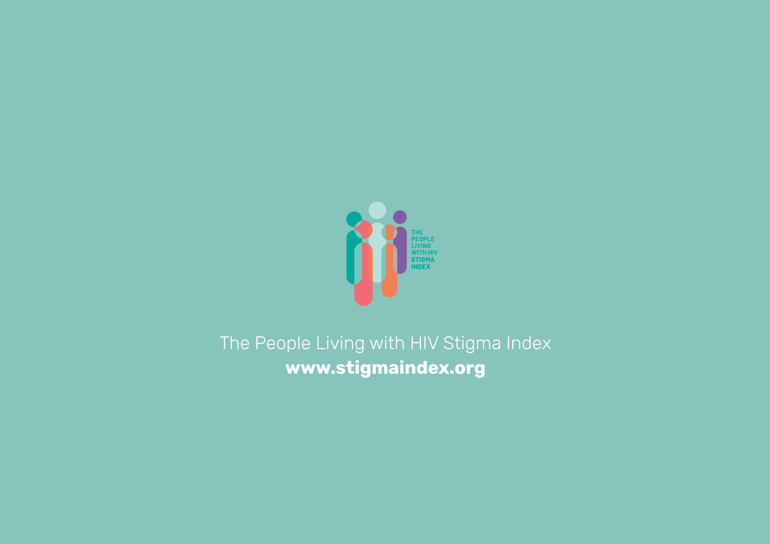THE PEOPLE LIVING WITH HIV STIGMA INDEX

The People Living with HIV Stigma Index

**www.stigmaindex.org**